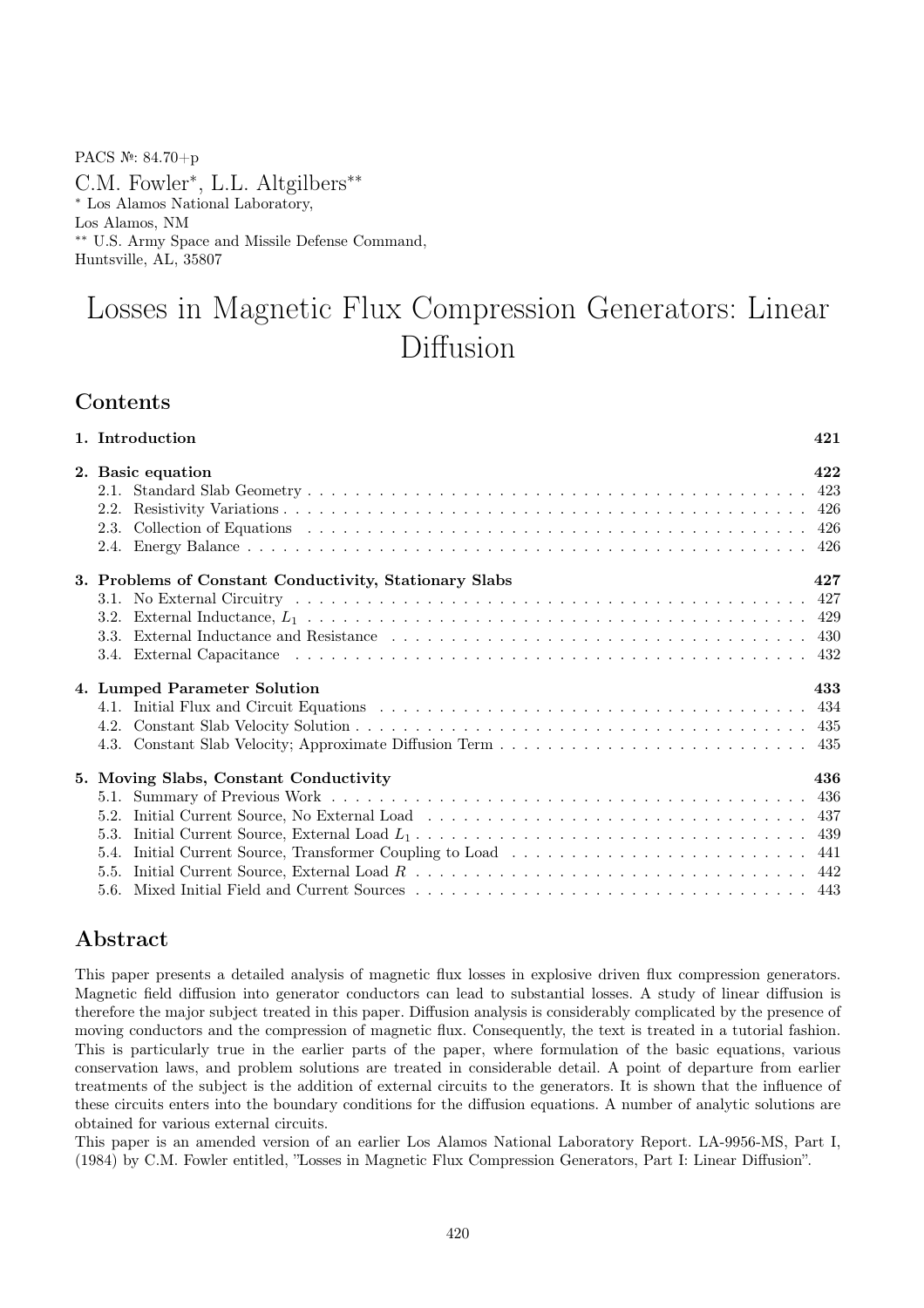PACS №: 84.70+p

C.M. Fowler*, L.L. Altgilbers**

* Los Alamos National Laboratory,
Los Alamos, NM

** U.S. Army Space and Missile Defense Command,
Huntsville, AL, 35807

# Losses in Magnetic Flux Compression Generators: Linear Diffusion

## Contents

| | |
|---|---|
| **1. Introduction** | **421** |
| **2. Basic equation** | **422** |
| 2.1. Standard Slab Geometry | 423 |
| 2.2. Resistivity Variations | 426 |
| 2.3. Collection of Equations | 426 |
| 2.4. Energy Balance | 426 |
| **3. Problems of Constant Conductivity, Stationary Slabs** | **427** |
| 3.1. No External Circuitry | 427 |
| 3.2. External Inductance, $L_1$ | 429 |
| 3.3. External Inductance and Resistance | 430 |
| 3.4. External Capacitance | 432 |
| **4. Lumped Parameter Solution** | **433** |
| 4.1. Initial Flux and Circuit Equations | 434 |
| 4.2. Constant Slab Velocity Solution | 435 |
| 4.3. Constant Slab Velocity; Approximate Diffusion Term | 435 |
| **5. Moving Slabs, Constant Conductivity** | **436** |
| 5.1. Summary of Previous Work | 436 |
| 5.2. Initial Current Source, No External Load | 437 |
| 5.3. Initial Current Source, External Load $L_1$ | 439 |
| 5.4. Initial Current Source, Transformer Coupling to Load | 441 |
| 5.5. Initial Current Source, External Load $R$ | 442 |
| 5.6. Mixed Initial Field and Current Sources | 443 |

## Abstract

This paper presents a detailed analysis of magnetic flux losses in explosive driven flux compression generators. Magnetic field diffusion into generator conductors can lead to substantial losses. A study of linear diffusion is therefore the major subject treated in this paper. Diffusion analysis is considerably complicated by the presence of moving conductors and the compression of magnetic flux. Consequently, the text is treated in a tutorial fashion. This is particularly true in the earlier parts of the paper, where formulation of the basic equations, various conservation laws, and problem solutions are treated in considerable detail. A point of departure from earlier treatments of the subject is the addition of external circuits to the generators. It is shown that the influence of these circuits enters into the boundary conditions for the diffusion equations. A number of analytic solutions are obtained for various external circuits.

This paper is an amended version of an earlier Los Alamos National Laboratory Report. LA-9956-MS, Part I, (1984) by C.M. Fowler entitled, "Losses in Magnetic Flux Compression Generators, Part I: Linear Diffusion".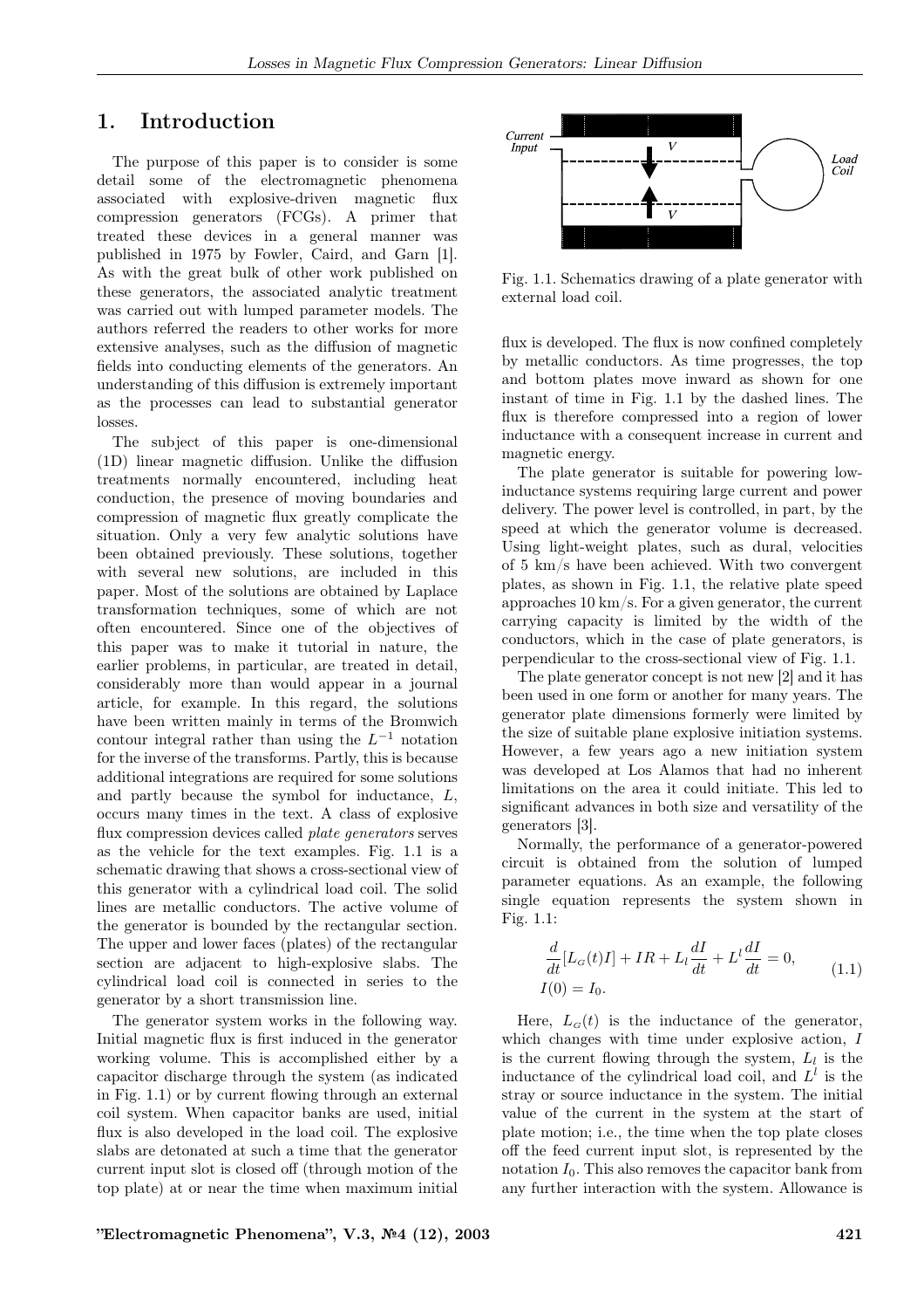# 1. Introduction

The purpose of this paper is to consider is some detail some of the electromagnetic phenomena associated with explosive-driven magnetic flux compression generators (FCGs). A primer that treated these devices in a general manner was published in 1975 by Fowler, Caird, and Garn [1]. As with the great bulk of other work published on these generators, the associated analytic treatment was carried out with lumped parameter models. The authors referred the readers to other works for more extensive analyses, such as the diffusion of magnetic fields into conducting elements of the generators. An understanding of this diffusion is extremely important as the processes can lead to substantial generator losses.

The subject of this paper is one-dimensional (1D) linear magnetic diffusion. Unlike the diffusion treatments normally encountered, including heat conduction, the presence of moving boundaries and compression of magnetic flux greatly complicate the situation. Only a very few analytic solutions have been obtained previously. These solutions, together with several new solutions, are included in this paper. Most of the solutions are obtained by Laplace transformation techniques, some of which are not often encountered. Since one of the objectives of this paper was to make it tutorial in nature, the earlier problems, in particular, are treated in detail, considerably more than would appear in a journal article, for example. In this regard, the solutions have been written mainly in terms of the Bromwich contour integral rather than using the $L^{-1}$ notation for the inverse of the transforms. Partly, this is because additional integrations are required for some solutions and partly because the symbol for inductance, $L$, occurs many times in the text. A class of explosive flux compression devices called *plate generators* serves as the vehicle for the text examples. Fig. 1.1 is a schematic drawing that shows a cross-sectional view of this generator with a cylindrical load coil. The solid lines are metallic conductors. The active volume of the generator is bounded by the rectangular section. The upper and lower faces (plates) of the rectangular section are adjacent to high-explosive slabs. The cylindrical load coil is connected in series to the generator by a short transmission line.

The generator system works in the following way. Initial magnetic flux is first induced in the generator working volume. This is accomplished either by a capacitor discharge through the system (as indicated in Fig. 1.1) or by current flowing through an external coil system. When capacitor banks are used, initial flux is also developed in the load coil. The explosive slabs are detonated at such a time that the generator current input slot is closed off (through motion of the top plate) at or near the time when maximum initial flux is developed. The flux is now confined completely by metallic conductors. As time progresses, the top and bottom plates move inward as shown for one instant of time in Fig. 1.1 by the dashed lines. The flux is therefore compressed into a region of lower inductance with a consequent increase in current and magnetic energy.

Fig. 1.1. Schematics drawing of a plate generator with external load coil.

The plate generator is suitable for powering low-inductance systems requiring large current and power delivery. The power level is controlled, in part, by the speed at which the generator volume is decreased. Using light-weight plates, such as dural, velocities of 5 km/s have been achieved. With two convergent plates, as shown in Fig. 1.1, the relative plate speed approaches 10 km/s. For a given generator, the current carrying capacity is limited by the width of the conductors, which in the case of plate generators, is perpendicular to the cross-sectional view of Fig. 1.1.

The plate generator concept is not new [2] and it has been used in one form or another for many years. The generator plate dimensions formerly were limited by the size of suitable plane explosive initiation systems. However, a few years ago a new initiation system was developed at Los Alamos that had no inherent limitations on the area it could initiate. This led to significant advances in both size and versatility of the generators [3].

Normally, the performance of a generator-powered circuit is obtained from the solution of lumped parameter equations. As an example, the following single equation represents the system shown in Fig. 1.1:

$$\frac{d}{dt}[L_G(t)I] + IR + L_l\frac{dI}{dt} + L^l\frac{dI}{dt} = 0, \qquad I(0) = I_0. \tag{1.1}$$

Here, $L_G(t)$ is the inductance of the generator, which changes with time under explosive action, $I$ is the current flowing through the system, $L_l$ is the inductance of the cylindrical load coil, and $L^l$ is the stray or source inductance in the system. The initial value of the current in the system at the start of plate motion; i.e., the time when the top plate closes off the feed current input slot, is represented by the notation $I_0$. This also removes the capacitor bank from any further interaction with the system. Allowance is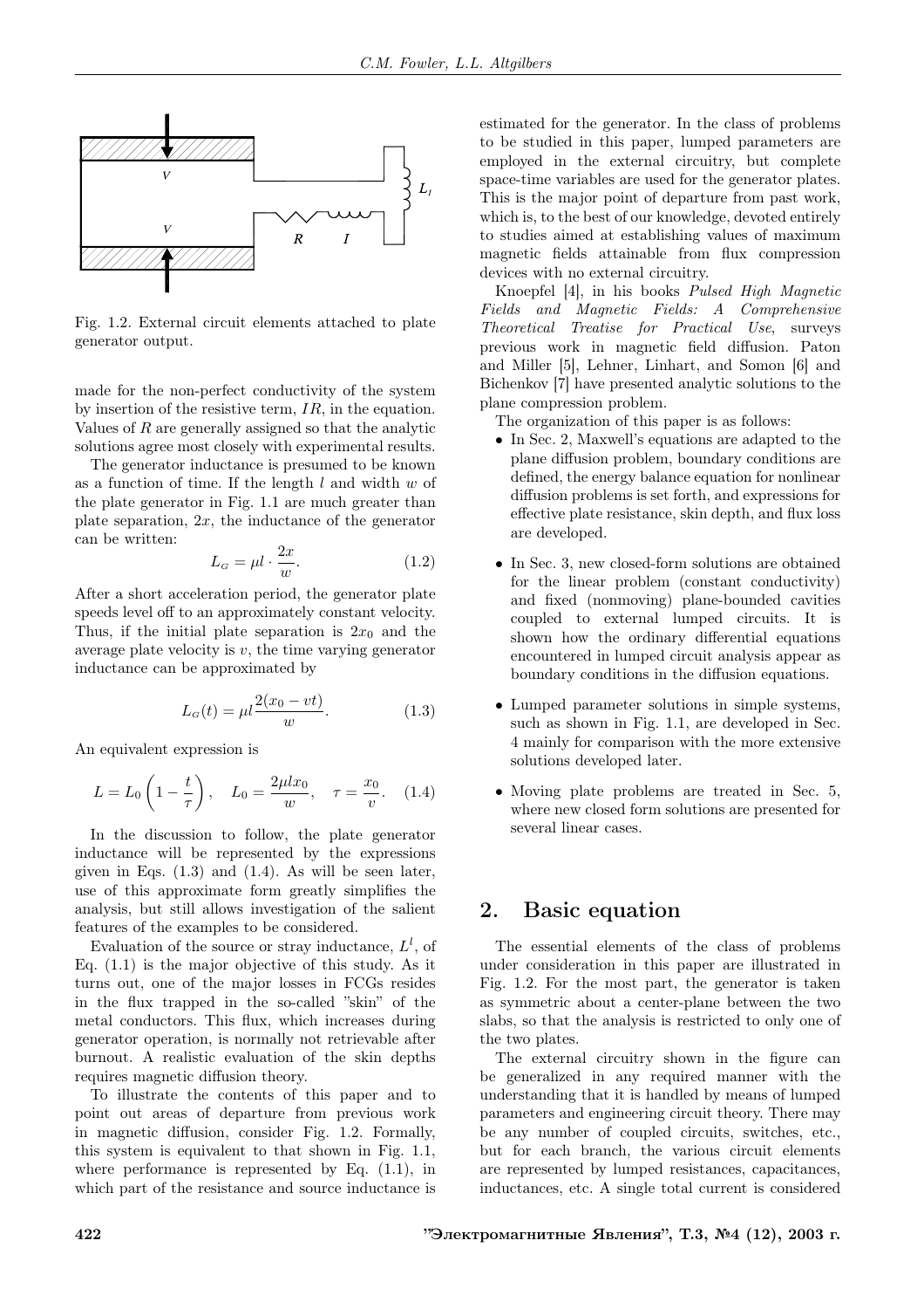Fig. 1.2. External circuit elements attached to plate generator output.

made for the non-perfect conductivity of the system by insertion of the resistive term, $IR$, in the equation. Values of $R$ are generally assigned so that the analytic solutions agree most closely with experimental results.

The generator inductance is presumed to be known as a function of time. If the length $l$ and width $w$ of the plate generator in Fig. 1.1 are much greater than plate separation, $2x$, the inductance of the generator can be written:

$$L_G = \mu l \cdot \frac{2x}{w}. \tag{1.2}$$

After a short acceleration period, the generator plate speeds level off to an approximately constant velocity. Thus, if the initial plate separation is $2x_0$ and the average plate velocity is $v$, the time varying generator inductance can be approximated by

$$L_G(t) = \mu l \frac{2(x_0 - vt)}{w}. \tag{1.3}$$

An equivalent expression is

$$L = L_0 \left(1 - \frac{t}{\tau}\right), \quad L_0 = \frac{2\mu l x_0}{w}, \quad \tau = \frac{x_0}{v}. \tag{1.4}$$

In the discussion to follow, the plate generator inductance will be represented by the expressions given in Eqs. (1.3) and (1.4). As will be seen later, use of this approximate form greatly simplifies the analysis, but still allows investigation of the salient features of the examples to be considered.

Evaluation of the source or stray inductance, $L^l$, of Eq. (1.1) is the major objective of this study. As it turns out, one of the major losses in FCGs resides in the flux trapped in the so-called "skin" of the metal conductors. This flux, which increases during generator operation, is normally not retrievable after burnout. A realistic evaluation of the skin depths requires magnetic diffusion theory.

To illustrate the contents of this paper and to point out areas of departure from previous work in magnetic diffusion, consider Fig. 1.2. Formally, this system is equivalent to that shown in Fig. 1.1, where performance is represented by Eq. (1.1), in which part of the resistance and source inductance is estimated for the generator. In the class of problems to be studied in this paper, lumped parameters are employed in the external circuitry, but complete space-time variables are used for the generator plates. This is the major point of departure from past work, which is, to the best of our knowledge, devoted entirely to studies aimed at establishing values of maximum magnetic fields attainable from flux compression devices with no external circuitry.

Knoepfel [4], in his books *Pulsed High Magnetic Fields and Magnetic Fields: A Comprehensive Theoretical Treatise for Practical Use*, surveys previous work in magnetic field diffusion. Paton and Miller [5], Lehner, Linhart, and Somon [6] and Bichenkov [7] have presented analytic solutions to the plane compression problem.

The organization of this paper is as follows:

- In Sec. 2, Maxwell's equations are adapted to the plane diffusion problem, boundary conditions are defined, the energy balance equation for nonlinear diffusion problems is set forth, and expressions for effective plate resistance, skin depth, and flux loss are developed.
- In Sec. 3, new closed-form solutions are obtained for the linear problem (constant conductivity) and fixed (nonmoving) plane-bounded cavities coupled to external lumped circuits. It is shown how the ordinary differential equations encountered in lumped circuit analysis appear as boundary conditions in the diffusion equations.
- Lumped parameter solutions in simple systems, such as shown in Fig. 1.1, are developed in Sec. 4 mainly for comparison with the more extensive solutions developed later.
- Moving plate problems are treated in Sec. 5, where new closed form solutions are presented for several linear cases.

## 2. Basic equation

The essential elements of the class of problems under consideration in this paper are illustrated in Fig. 1.2. For the most part, the generator is taken as symmetric about a center-plane between the two slabs, so that the analysis is restricted to only one of the two plates.

The external circuitry shown in the figure can be generalized in any required manner with the understanding that it is handled by means of lumped parameters and engineering circuit theory. There may be any number of coupled circuits, switches, etc., but for each branch, the various circuit elements are represented by lumped resistances, capacitances, inductances, etc. A single total current is considered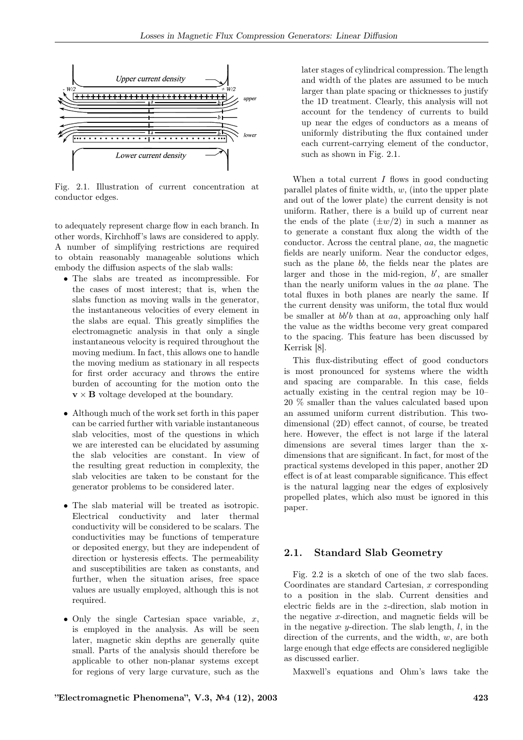Fig. 2.1. Illustration of current concentration at conductor edges.

to adequately represent charge flow in each branch. In other words, Kirchhoff's laws are considered to apply. A number of simplifying restrictions are required to obtain reasonably manageable solutions which embody the diffusion aspects of the slab walls:

- The slabs are treated as incompressible. For the cases of most interest; that is, when the slabs function as moving walls in the generator, the instantaneous velocities of every element in the slabs are equal. This greatly simplifies the electromagnetic analysis in that only a single instantaneous velocity is required throughout the moving medium. In fact, this allows one to handle the moving medium as stationary in all respects for first order accuracy and throws the entire burden of accounting for the motion onto the $\mathbf{v} \times \mathbf{B}$ voltage developed at the boundary.
- Although much of the work set forth in this paper can be carried further with variable instantaneous slab velocities, most of the questions in which we are interested can be elucidated by assuming the slab velocities are constant. In view of the resulting great reduction in complexity, the slab velocities are taken to be constant for the generator problems to be considered later.
- The slab material will be treated as isotropic. Electrical conductivity and later thermal conductivity will be considered to be scalars. The conductivities may be functions of temperature or deposited energy, but they are independent of direction or hysteresis effects. The permeability and susceptibilities are taken as constants, and further, when the situation arises, free space values are usually employed, although this is not required.
- Only the single Cartesian space variable, $x$, is employed in the analysis. As will be seen later, magnetic skin depths are generally quite small. Parts of the analysis should therefore be applicable to other non-planar systems except for regions of very large curvature, such as the later stages of cylindrical compression. The length and width of the plates are assumed to be much larger than plate spacing or thicknesses to justify the 1D treatment. Clearly, this analysis will not account for the tendency of currents to build up near the edges of conductors as a means of uniformly distributing the flux contained under each current-carrying element of the conductor, such as shown in Fig. 2.1.

When a total current $I$ flows in good conducting parallel plates of finite width, $w$, (into the upper plate and out of the lower plate) the current density is not uniform. Rather, there is a build up of current near the ends of the plate ($\pm w/2$) in such a manner as to generate a constant flux along the width of the conductor. Across the central plane, $aa$, the magnetic fields are nearly uniform. Near the conductor edges, such as the plane $bb$, the fields near the plates are larger and those in the mid-region, $b'$, are smaller than the nearly uniform values in the $aa$ plane. The total fluxes in both planes are nearly the same. If the current density was uniform, the total flux would be smaller at $bb'b$ than at $aa$, approaching only half the value as the widths become very great compared to the spacing. This feature has been discussed by Kerrisk [8].

This flux-distributing effect of good conductors is most pronounced for systems where the width and spacing are comparable. In this case, fields actually existing in the central region may be 10–20 % smaller than the values calculated based upon an assumed uniform current distribution. This two-dimensional (2D) effect cannot, of course, be treated here. However, the effect is not large if the lateral dimensions are several times larger than the x-dimensions that are significant. In fact, for most of the practical systems developed in this paper, another 2D effect is of at least comparable significance. This effect is the natural lagging near the edges of explosively propelled plates, which also must be ignored in this paper.

## 2.1. Standard Slab Geometry

Fig. 2.2 is a sketch of one of the two slab faces. Coordinates are standard Cartesian, $x$ corresponding to a position in the slab. Current densities and electric fields are in the $z$-direction, slab motion in the negative $x$-direction, and magnetic fields will be in the negative $y$-direction. The slab length, $l$, in the direction of the currents, and the width, $w$, are both large enough that edge effects are considered negligible as discussed earlier.

Maxwell's equations and Ohm's laws take the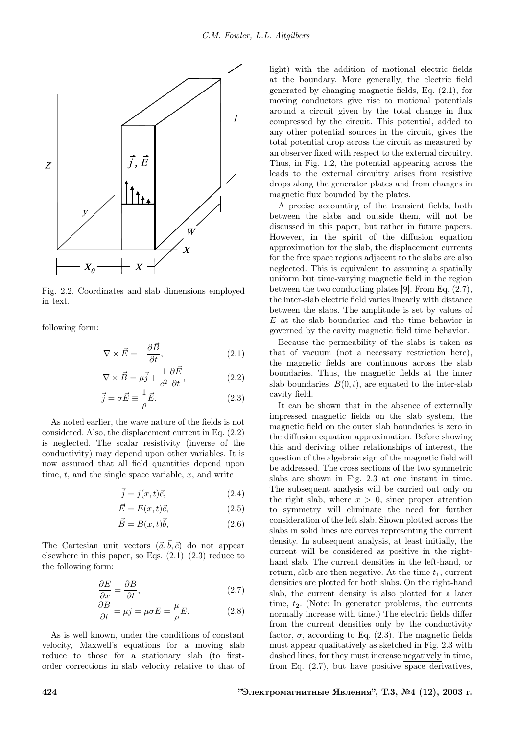Fig. 2.2. Coordinates and slab dimensions employed in text.

following form:

$$\nabla \times \vec{E} = -\frac{\partial \vec{B}}{\partial t}, \tag{2.1}$$

$$\nabla \times \vec{B} = \mu \vec{j} + \frac{1}{c^2}\frac{\partial \vec{E}}{\partial t}, \tag{2.2}$$

$$\vec{j} = \sigma \vec{E} \equiv \frac{1}{\rho}\vec{E}. \tag{2.3}$$

As noted earlier, the wave nature of the fields is not considered. Also, the displacement current in Eq. (2.2) is neglected. The scalar resistivity (inverse of the conductivity) may depend upon other variables. It is now assumed that all field quantities depend upon time, $t$, and the single space variable, $x$, and write

$$\vec{j} = j(x,t)\vec{c}, \tag{2.4}$$

$$\vec{E} = E(x,t)\vec{c}, \tag{2.5}$$

$$\vec{B} = B(x,t)\vec{b}, \tag{2.6}$$

The Cartesian unit vectors $(\vec{a}, \vec{b}, \vec{c})$ do not appear elsewhere in this paper, so Eqs. (2.1)–(2.3) reduce to the following form:

$$\frac{\partial E}{\partial x} = \frac{\partial B}{\partial t}, \tag{2.7}$$

$$\frac{\partial B}{\partial t} = \mu j = \mu \sigma E = \frac{\mu}{\rho} E. \tag{2.8}$$

As is well known, under the conditions of constant velocity, Maxwell's equations for a moving slab reduce to those for a stationary slab (to first-order corrections in slab velocity relative to that of light) with the addition of motional electric fields at the boundary. More generally, the electric field generated by changing magnetic fields, Eq. (2.1), for moving conductors give rise to motional potentials around a circuit given by the total change in flux compressed by the circuit. This potential, added to any other potential sources in the circuit, gives the total potential drop across the circuit as measured by an observer fixed with respect to the external circuitry. Thus, in Fig. 1.2, the potential appearing across the leads to the external circuitry arises from resistive drops along the generator plates and from changes in magnetic flux bounded by the plates.

A precise accounting of the transient fields, both between the slabs and outside them, will not be discussed in this paper, but rather in future papers. However, in the spirit of the diffusion equation approximation for the slab, the displacement currents for the free space regions adjacent to the slabs are also neglected. This is equivalent to assuming a spatially uniform but time-varying magnetic field in the region between the two conducting plates [9]. From Eq. (2.7), the inter-slab electric field varies linearly with distance between the slabs. The amplitude is set by values of $E$ at the slab boundaries and the time behavior is governed by the cavity magnetic field time behavior.

Because the permeability of the slabs is taken as that of vacuum (not a necessary restriction here), the magnetic fields are continuous across the slab boundaries. Thus, the magnetic fields at the inner slab boundaries, $B(0,t)$, are equated to the inter-slab cavity field.

It can be shown that in the absence of externally impressed magnetic fields on the slab system, the magnetic field on the outer slab boundaries is zero in the diffusion equation approximation. Before showing this and deriving other relationships of interest, the question of the algebraic sign of the magnetic field will be addressed. The cross sections of the two symmetric slabs are shown in Fig. 2.3 at one instant in time. The subsequent analysis will be carried out only on the right slab, where $x > 0$, since proper attention to symmetry will eliminate the need for further consideration of the left slab. Shown plotted across the slabs in solid lines are curves representing the current density. In subsequent analysis, at least initially, the current will be considered as positive in the right-hand slab. The current densities in the left-hand, or return, slab are then negative. At the time $t_1$, current densities are plotted for both slabs. On the right-hand slab, the current density is also plotted for a later time, $t_2$. (Note: In generator problems, the currents normally increase with time.) The electric fields differ from the current densities only by the conductivity factor, $\sigma$, according to Eq. (2.3). The magnetic fields must appear qualitatively as sketched in Fig. 2.3 with dashed lines, for they must increase negatively in time, from Eq. (2.7), but have positive space derivatives,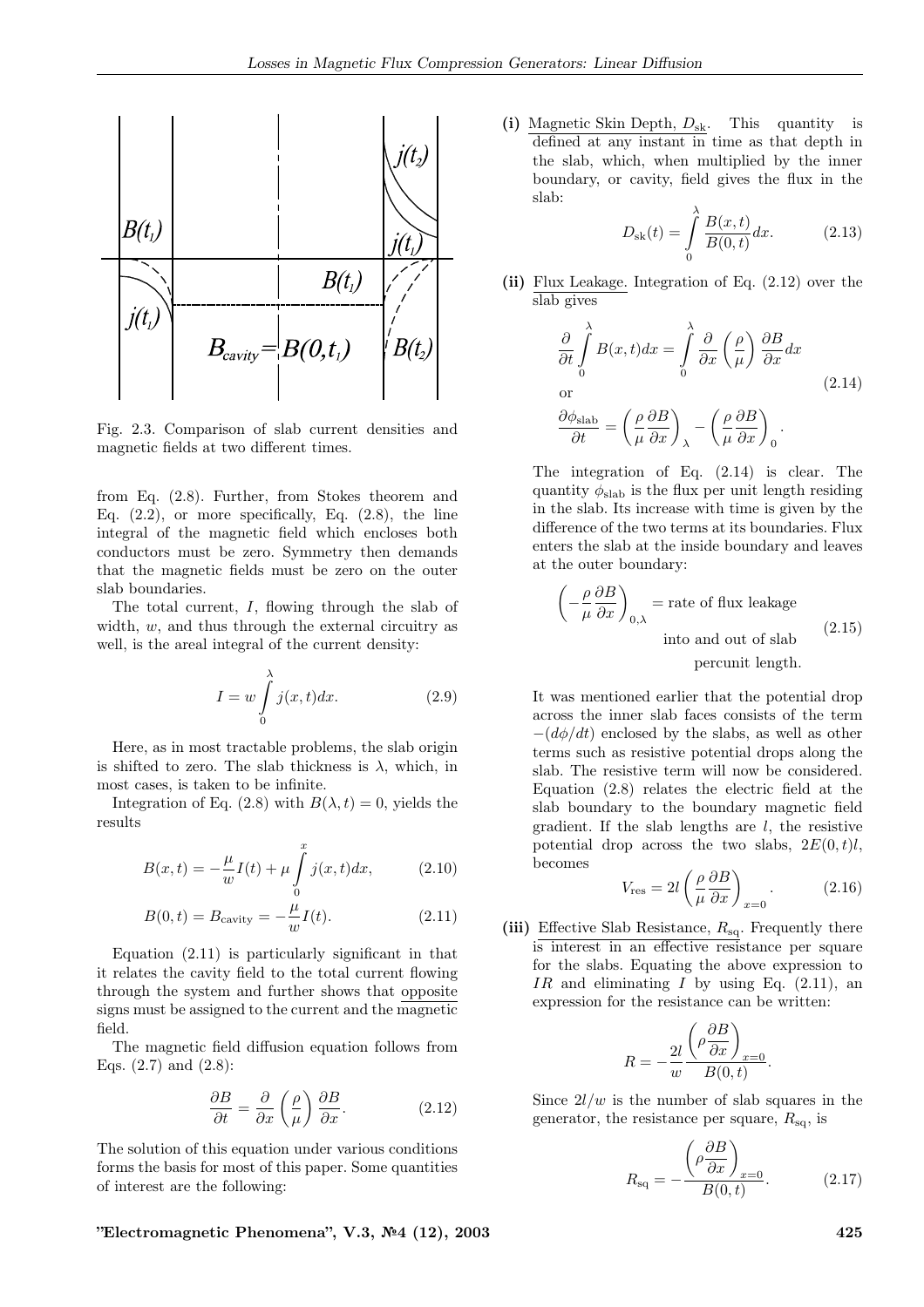Fig. 2.3. Comparison of slab current densities and magnetic fields at two different times.

from Eq. (2.8). Further, from Stokes theorem and Eq. (2.2), or more specifically, Eq. (2.8), the line integral of the magnetic field which encloses both conductors must be zero. Symmetry then demands that the magnetic fields must be zero on the outer slab boundaries.

The total current, $I$, flowing through the slab of width, $w$, and thus through the external circuitry as well, is the areal integral of the current density:

$$I = w \int_0^\lambda j(x,t)dx. \tag{2.9}$$

Here, as in most tractable problems, the slab origin is shifted to zero. The slab thickness is $\lambda$, which, in most cases, is taken to be infinite.

Integration of Eq. (2.8) with $B(\lambda,t) = 0$, yields the results

$$B(x,t) = -\frac{\mu}{w}I(t) + \mu \int_0^x j(x,t)dx, \tag{2.10}$$

$$B(0,t) = B_{\text{cavity}} = -\frac{\mu}{w}I(t). \tag{2.11}$$

Equation (2.11) is particularly significant in that it relates the cavity field to the total current flowing through the system and further shows that opposite signs must be assigned to the current and the magnetic field.

The magnetic field diffusion equation follows from Eqs. (2.7) and (2.8):

$$\frac{\partial B}{\partial t} = \frac{\partial}{\partial x}\left(\frac{\rho}{\mu}\right)\frac{\partial B}{\partial x}. \tag{2.12}$$

The solution of this equation under various conditions forms the basis for most of this paper. Some quantities of interest are the following:

**(i)** Magnetic Skin Depth, $D_{\text{sk}}$. This quantity is defined at any instant in time as that depth in the slab, which, when multiplied by the inner boundary, or cavity, field gives the flux in the slab:

$$D_{\text{sk}}(t) = \int_0^\lambda \frac{B(x,t)}{B(0,t)}dx. \tag{2.13}$$

**(ii)** Flux Leakage. Integration of Eq. (2.12) over the slab gives

$$\frac{\partial}{\partial t}\int_0^\lambda B(x,t)dx = \int_0^\lambda \frac{\partial}{\partial x}\left(\frac{\rho}{\mu}\right)\frac{\partial B}{\partial x}dx$$

or

$$\frac{\partial \phi_{\text{slab}}}{\partial t} = \left(\frac{\rho}{\mu}\frac{\partial B}{\partial x}\right)_\lambda - \left(\frac{\rho}{\mu}\frac{\partial B}{\partial x}\right)_0. \tag{2.14}$$

The integration of Eq. (2.14) is clear. The quantity $\phi_{\text{slab}}$ is the flux per unit length residing in the slab. Its increase with time is given by the difference of the two terms at its boundaries. Flux enters the slab at the inside boundary and leaves at the outer boundary:

$$\left(-\frac{\rho}{\mu}\frac{\partial B}{\partial x}\right)_{0,\lambda} = \text{rate of flux leakage into and out of slab percunit length.} \tag{2.15}$$

It was mentioned earlier that the potential drop across the inner slab faces consists of the term $-(d\phi/dt)$ enclosed by the slabs, as well as other terms such as resistive potential drops along the slab. The resistive term will now be considered. Equation (2.8) relates the electric field at the slab boundary to the boundary magnetic field gradient. If the slab lengths are $l$, the resistive potential drop across the two slabs, $2E(0,t)l$, becomes

$$V_{\text{res}} = 2l\left(\frac{\rho}{\mu}\frac{\partial B}{\partial x}\right)_{x=0}. \tag{2.16}$$

**(iii)** Effective Slab Resistance, $R_{\text{sq}}$. Frequently there is interest in an effective resistance per square for the slabs. Equating the above expression to $IR$ and eliminating $I$ by using Eq. (2.11), an expression for the resistance can be written:

$$R = -\frac{2l}{w}\frac{\left(\rho\dfrac{\partial B}{\partial x}\right)_{x=0}}{B(0,t)}.$$

Since $2l/w$ is the number of slab squares in the generator, the resistance per square, $R_{\text{sq}}$, is

$$R_{\text{sq}} = -\frac{\left(\rho\dfrac{\partial B}{\partial x}\right)_{x=0}}{B(0,t)}. \tag{2.17}$$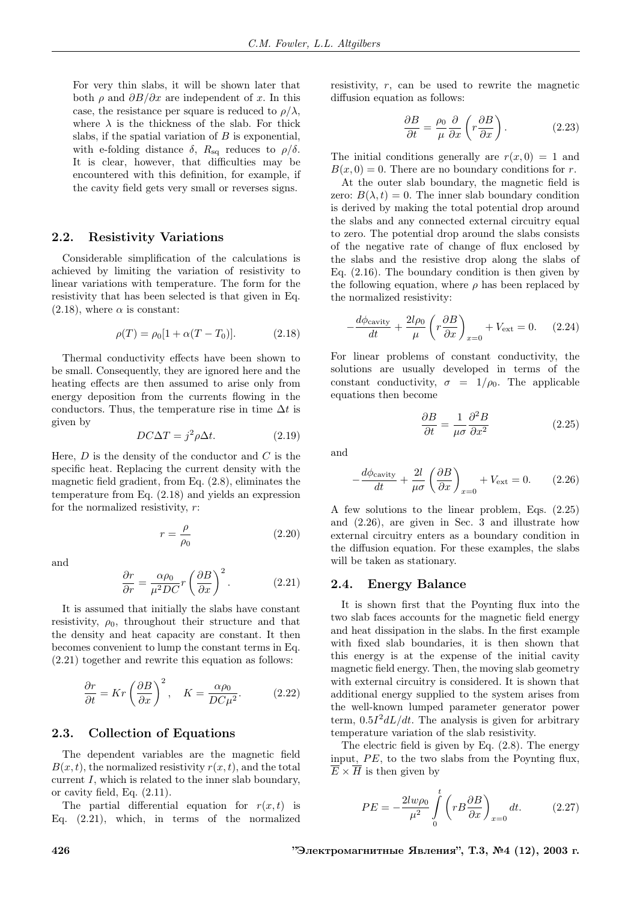For very thin slabs, it will be shown later that both $\rho$ and $\partial B/\partial x$ are independent of $x$. In this case, the resistance per square is reduced to $\rho/\lambda$, where $\lambda$ is the thickness of the slab. For thick slabs, if the spatial variation of $B$ is exponential, with e-folding distance $\delta$, $R_{\rm sq}$ reduces to $\rho/\delta$. It is clear, however, that difficulties may be encountered with this definition, for example, if the cavity field gets very small or reverses signs.

## 2.2. Resistivity Variations

Considerable simplification of the calculations is achieved by limiting the variation of resistivity to linear variations with temperature. The form for the resistivity that has been selected is that given in Eq. (2.18), where $\alpha$ is constant:

$$\rho(T) = \rho_0[1 + \alpha(T - T_0)]. \tag{2.18}$$

Thermal conductivity effects have been shown to be small. Consequently, they are ignored here and the heating effects are then assumed to arise only from energy deposition from the currents flowing in the conductors. Thus, the temperature rise in time $\Delta t$ is given by

$$DC\Delta T = j^2 \rho \Delta t. \tag{2.19}$$

Here, $D$ is the density of the conductor and $C$ is the specific heat. Replacing the current density with the magnetic field gradient, from Eq. (2.8), eliminates the temperature from Eq. (2.18) and yields an expression for the normalized resistivity, $r$:

$$r = \frac{\rho}{\rho_0} \tag{2.20}$$

and

$$\frac{\partial r}{\partial r} = \frac{\alpha \rho_0}{\mu^2 DC} r \left(\frac{\partial B}{\partial x}\right)^2. \tag{2.21}$$

It is assumed that initially the slabs have constant resistivity, $\rho_0$, throughout their structure and that the density and heat capacity are constant. It then becomes convenient to lump the constant terms in Eq. (2.21) together and rewrite this equation as follows:

$$\frac{\partial r}{\partial t} = Kr \left(\frac{\partial B}{\partial x}\right)^2, \quad K = \frac{\alpha \rho_0}{DC\mu^2}. \tag{2.22}$$

## 2.3. Collection of Equations

The dependent variables are the magnetic field $B(x,t)$, the normalized resistivity $r(x,t)$, and the total current $I$, which is related to the inner slab boundary, or cavity field, Eq. (2.11).

The partial differential equation for $r(x,t)$ is Eq. (2.21), which, in terms of the normalized resistivity, $r$, can be used to rewrite the magnetic diffusion equation as follows:

$$\frac{\partial B}{\partial t} = \frac{\rho_0}{\mu} \frac{\partial}{\partial x} \left(r \frac{\partial B}{\partial x}\right). \tag{2.23}$$

The initial conditions generally are $r(x,0) = 1$ and $B(x,0) = 0$. There are no boundary conditions for $r$.

At the outer slab boundary, the magnetic field is zero: $B(\lambda,t) = 0$. The inner slab boundary condition is derived by making the total potential drop around the slabs and any connected external circuitry equal to zero. The potential drop around the slabs consists of the negative rate of change of flux enclosed by the slabs and the resistive drop along the slabs of Eq. (2.16). The boundary condition is then given by the following equation, where $\rho$ has been replaced by the normalized resistivity:

$$-\frac{d\phi_{\rm cavity}}{dt} + \frac{2l\rho_0}{\mu} \left(r \frac{\partial B}{\partial x}\right)_{x=0} + V_{\rm ext} = 0. \tag{2.24}$$

For linear problems of constant conductivity, the solutions are usually developed in terms of the constant conductivity, $\sigma = 1/\rho_0$. The applicable equations then become

$$\frac{\partial B}{\partial t} = \frac{1}{\mu\sigma} \frac{\partial^2 B}{\partial x^2} \tag{2.25}$$

and

$$-\frac{d\phi_{\rm cavity}}{dt} + \frac{2l}{\mu\sigma} \left(\frac{\partial B}{\partial x}\right)_{x=0} + V_{\rm ext} = 0. \tag{2.26}$$

A few solutions to the linear problem, Eqs. (2.25) and (2.26), are given in Sec. 3 and illustrate how external circuitry enters as a boundary condition in the diffusion equation. For these examples, the slabs will be taken as stationary.

## 2.4. Energy Balance

It is shown first that the Poynting flux into the two slab faces accounts for the magnetic field energy and heat dissipation in the slabs. In the first example with fixed slab boundaries, it is then shown that this energy is at the expense of the initial cavity magnetic field energy. Then, the moving slab geometry with external circuitry is considered. It is shown that additional energy supplied to the system arises from the well-known lumped parameter generator power term, $0.5I^2 dL/dt$. The analysis is given for arbitrary temperature variation of the slab resistivity.

The electric field is given by Eq. (2.8). The energy input, $PE$, to the two slabs from the Poynting flux, $\overline{E} \times \overline{H}$ is then given by

$$PE = -\frac{2lw\rho_0}{\mu^2} \int_0^t \left(rB \frac{\partial B}{\partial x}\right)_{x=0} dt. \tag{2.27}$$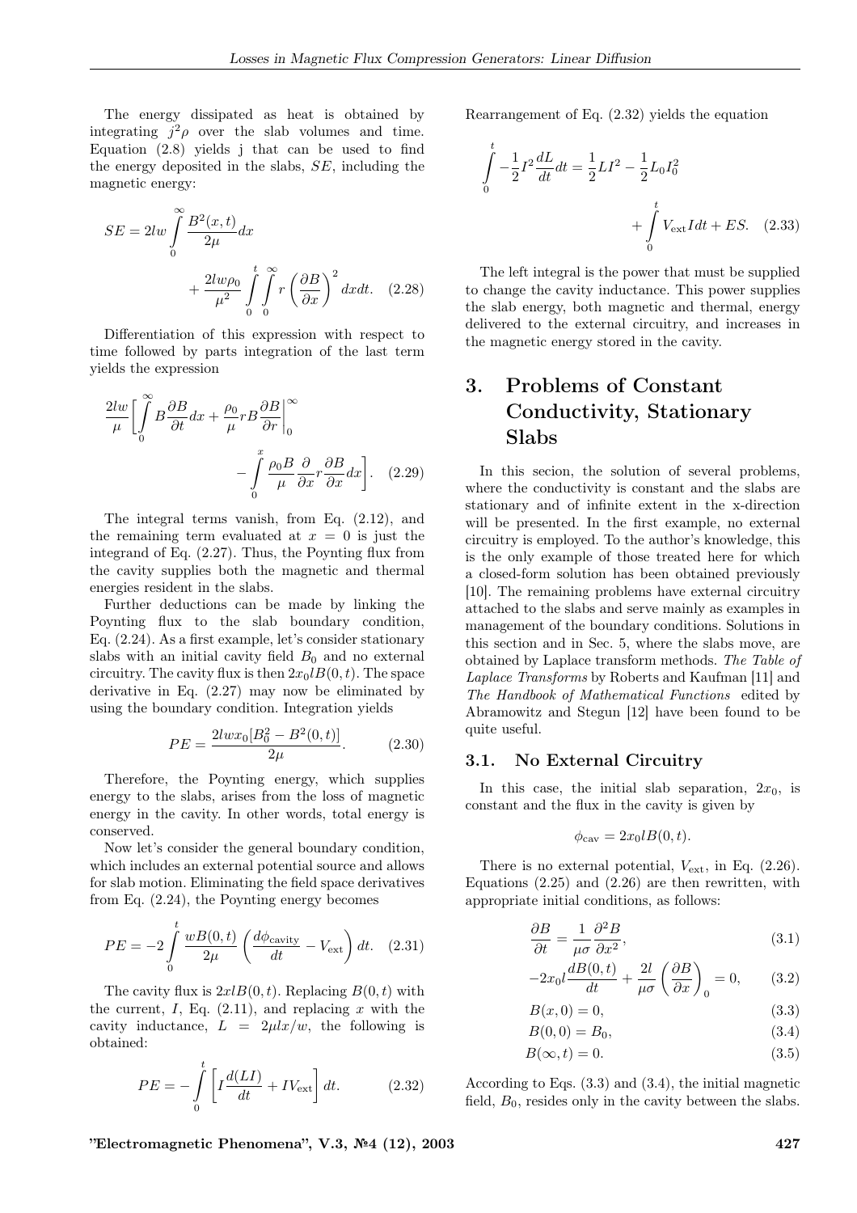The energy dissipated as heat is obtained by integrating $j^2\rho$ over the slab volumes and time. Equation (2.8) yields j that can be used to find the energy deposited in the slabs, $SE$, including the magnetic energy:

$$SE = 2lw\int_0^\infty \frac{B^2(x,t)}{2\mu}dx + \frac{2lw\rho_0}{\mu^2}\int_0^t\int_0^\infty r\left(\frac{\partial B}{\partial x}\right)^2 dxdt. \quad (2.28)$$

Differentiation of this expression with respect to time followed by parts integration of the last term yields the expression

$$\frac{2lw}{\mu}\left[\int_0^\infty B\frac{\partial B}{\partial t}dx + \frac{\rho_0}{\mu}rB\frac{\partial B}{\partial r}\bigg|_0^\infty - \int_0^x \frac{\rho_0 B}{\mu}\frac{\partial}{\partial x}r\frac{\partial B}{\partial x}dx\right]. \quad (2.29)$$

The integral terms vanish, from Eq. (2.12), and the remaining term evaluated at $x = 0$ is just the integrand of Eq. (2.27). Thus, the Poynting flux from the cavity supplies both the magnetic and thermal energies resident in the slabs.

Further deductions can be made by linking the Poynting flux to the slab boundary condition, Eq. (2.24). As a first example, let's consider stationary slabs with an initial cavity field $B_0$ and no external circuitry. The cavity flux is then $2x_0lB(0,t)$. The space derivative in Eq. (2.27) may now be eliminated by using the boundary condition. Integration yields

$$PE = \frac{2lwx_0[B_0^2 - B^2(0,t)]}{2\mu}. \quad (2.30)$$

Therefore, the Poynting energy, which supplies energy to the slabs, arises from the loss of magnetic energy in the cavity. In other words, total energy is conserved.

Now let's consider the general boundary condition, which includes an external potential source and allows for slab motion. Eliminating the field space derivatives from Eq. (2.24), the Poynting energy becomes

$$PE = -2\int_0^t \frac{wB(0,t)}{2\mu}\left(\frac{d\phi_{\text{cavity}}}{dt} - V_{\text{ext}}\right)dt. \quad (2.31)$$

The cavity flux is $2xlB(0,t)$. Replacing $B(0,t)$ with the current, $I$, Eq. (2.11), and replacing $x$ with the cavity inductance, $L = 2\mu lx/w$, the following is obtained:

$$PE = -\int_0^t \left[I\frac{d(LI)}{dt} + IV_{\text{ext}}\right]dt. \quad (2.32)$$

Rearrangement of Eq. (2.32) yields the equation

$$\int_0^t -\frac{1}{2}I^2\frac{dL}{dt}dt = \frac{1}{2}LI^2 - \frac{1}{2}L_0I_0^2 + \int_0^t V_{\text{ext}}I dt + ES. \quad (2.33)$$

The left integral is the power that must be supplied to change the cavity inductance. This power supplies the slab energy, both magnetic and thermal, energy delivered to the external circuitry, and increases in the magnetic energy stored in the cavity.

## 3. Problems of Constant Conductivity, Stationary Slabs

In this secion, the solution of several problems, where the conductivity is constant and the slabs are stationary and of infinite extent in the x-direction will be presented. In the first example, no external circuitry is employed. To the author's knowledge, this is the only example of those treated here for which a closed-form solution has been obtained previously [10]. The remaining problems have external circuitry attached to the slabs and serve mainly as examples in management of the boundary conditions. Solutions in this section and in Sec. 5, where the slabs move, are obtained by Laplace transform methods. *The Table of Laplace Transforms* by Roberts and Kaufman [11] and *The Handbook of Mathematical Functions* edited by Abramowitz and Stegun [12] have been found to be quite useful.

### 3.1. No External Circuitry

In this case, the initial slab separation, $2x_0$, is constant and the flux in the cavity is given by

$$\phi_{\text{cav}} = 2x_0lB(0,t).$$

There is no external potential, $V_{\text{ext}}$, in Eq. (2.26). Equations (2.25) and (2.26) are then rewritten, with appropriate initial conditions, as follows:

$$\frac{\partial B}{\partial t} = \frac{1}{\mu\sigma}\frac{\partial^2 B}{\partial x^2}, \quad (3.1)$$

$$-2x_0l\frac{dB(0,t)}{dt} + \frac{2l}{\mu\sigma}\left(\frac{\partial B}{\partial x}\right)_0 = 0, \quad (3.2)$$

$$B(x,0) = 0, \quad (3.3)$$

$$B(0,0) = B_0, \quad (3.4)$$

$$B(\infty,t) = 0. \quad (3.5)$$

According to Eqs. (3.3) and (3.4), the initial magnetic field, $B_0$, resides only in the cavity between the slabs.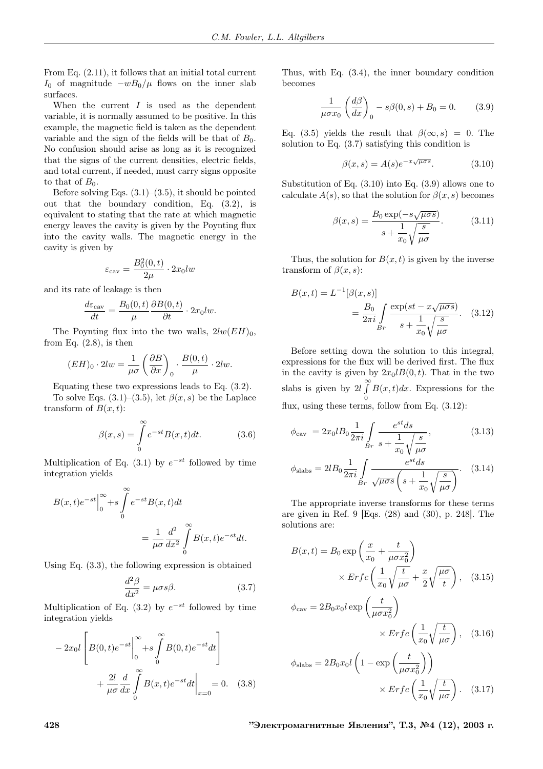From Eq. (2.11), it follows that an initial total current $I_0$ of magnitude $-wB_0/\mu$ flows on the inner slab surfaces.

When the current $I$ is used as the dependent variable, it is normally assumed to be positive. In this example, the magnetic field is taken as the dependent variable and the sign of the fields will be that of $B_0$. No confusion should arise as long as it is recognized that the signs of the current densities, electric fields, and total current, if needed, must carry signs opposite to that of $B_0$.

Before solving Eqs. (3.1)–(3.5), it should be pointed out that the boundary condition, Eq. (3.2), is equivalent to stating that the rate at which magnetic energy leaves the cavity is given by the Poynting flux into the cavity walls. The magnetic energy in the cavity is given by

$$\varepsilon_{\text{cav}} = \frac{B_0^2(0,t)}{2\mu}\cdot 2x_0lw$$

and its rate of leakage is then

$$\frac{d\varepsilon_{\text{cav}}}{dt} = \frac{B_0(0,t)}{\mu}\frac{\partial B(0,t)}{\partial t}\cdot 2x_0lw.$$

The Poynting flux into the two walls, $2lw(EH)_0$, from Eq. (2.8), is then

$$(EH)_0\cdot 2lw = \frac{1}{\mu\sigma}\left(\frac{\partial B}{\partial x}\right)_0\cdot\frac{B(0,t)}{\mu}\cdot 2lw.$$

Equating these two expressions leads to Eq. (3.2).

To solve Eqs. (3.1)–(3.5), let $\beta(x,s)$ be the Laplace transform of $B(x,t)$:

$$\beta(x,s) = \int_0^\infty e^{-st}B(x,t)dt. \qquad (3.6)$$

Multiplication of Eq. (3.1) by $e^{-st}$ followed by time integration yields

$$B(x,t)e^{-st}\Big|_0^\infty + s\int_0^\infty e^{-st}B(x,t)dt = \frac{1}{\mu\sigma}\frac{d^2}{dx^2}\int_0^\infty B(x,t)e^{-st}dt.$$

Using Eq. (3.3), the following expression is obtained

$$\frac{d^2\beta}{dx^2} = \mu\sigma s\beta. \qquad (3.7)$$

Multiplication of Eq. (3.2) by $e^{-st}$ followed by time integration yields

$$-2x_0l\left[B(0,t)e^{-st}\Big|_0^\infty + s\int_0^\infty B(0,t)e^{-st}dt\right] + \frac{2l}{\mu\sigma}\frac{d}{dx}\int_0^\infty B(x,t)e^{-st}dt\Big|_{x=0} = 0. \qquad (3.8)$$

Thus, with Eq. (3.4), the inner boundary condition becomes

$$\frac{1}{\mu\sigma x_0}\left(\frac{d\beta}{dx}\right)_0 - s\beta(0,s) + B_0 = 0. \qquad (3.9)$$

Eq. (3.5) yields the result that $\beta(\infty,s) = 0$. The solution to Eq. (3.7) satisfying this condition is

$$\beta(x,s) = A(s)e^{-x\sqrt{\mu\sigma s}}. \qquad (3.10)$$

Substitution of Eq. (3.10) into Eq. (3.9) allows one to calculate $A(s)$, so that the solution for $\beta(x,s)$ becomes

$$\beta(x,s) = \frac{B_0\exp(-s\sqrt{\mu\sigma s})}{s+\dfrac{1}{x_0}\sqrt{\dfrac{s}{\mu\sigma}}}. \qquad (3.11)$$

Thus, the solution for $B(x,t)$ is given by the inverse transform of $\beta(x,s)$:

$$B(x,t) = L^{-1}[\beta(x,s)] = \frac{B_0}{2\pi i}\int_{Br}\frac{\exp(st - x\sqrt{\mu\sigma s})}{s+\dfrac{1}{x_0}\sqrt{\dfrac{s}{\mu\sigma}}}. \qquad (3.12)$$

Before setting down the solution to this integral, expressions for the flux will be derived first. The flux in the cavity is given by $2x_0lB(0,t)$. That in the two slabs is given by $2l\int_0^\infty B(x,t)dx$. Expressions for the flux, using these terms, follow from Eq. (3.12):

$$\phi_{\text{cav}} = 2x_0lB_0\frac{1}{2\pi i}\int_{Br}\frac{e^{st}ds}{s+\dfrac{1}{x_0}\sqrt{\dfrac{s}{\mu\sigma}}}, \qquad (3.13)$$

$$\phi_{\text{slabs}} = 2lB_0\frac{1}{2\pi i}\int_{Br}\frac{e^{st}ds}{\sqrt{\mu\sigma s}\left(s+\dfrac{1}{x_0}\sqrt{\dfrac{s}{\mu\sigma}}\right)}. \qquad (3.14)$$

The appropriate inverse transforms for these terms are given in Ref. 9 [Eqs. (28) and (30), p. 248]. The solutions are:

$$B(x,t) = B_0\exp\left(\frac{x}{x_0}+\frac{t}{\mu\sigma x_0^2}\right)\times Erfc\left(\frac{1}{x_0}\sqrt{\frac{t}{\mu\sigma}}+\frac{x}{2}\sqrt{\frac{\mu\sigma}{t}}\right), \qquad (3.15)$$

$$\phi_{\text{cav}} = 2B_0x_0l\exp\left(\frac{t}{\mu\sigma x_0^2}\right)\times Erfc\left(\frac{1}{x_0}\sqrt{\frac{t}{\mu\sigma}}\right), \qquad (3.16)$$

$$\phi_{\text{slabs}} = 2B_0x_0l\left(1-\exp\left(\frac{t}{\mu\sigma x_0^2}\right)\right)\times Erfc\left(\frac{1}{x_0}\sqrt{\frac{t}{\mu\sigma}}\right). \qquad (3.17)$$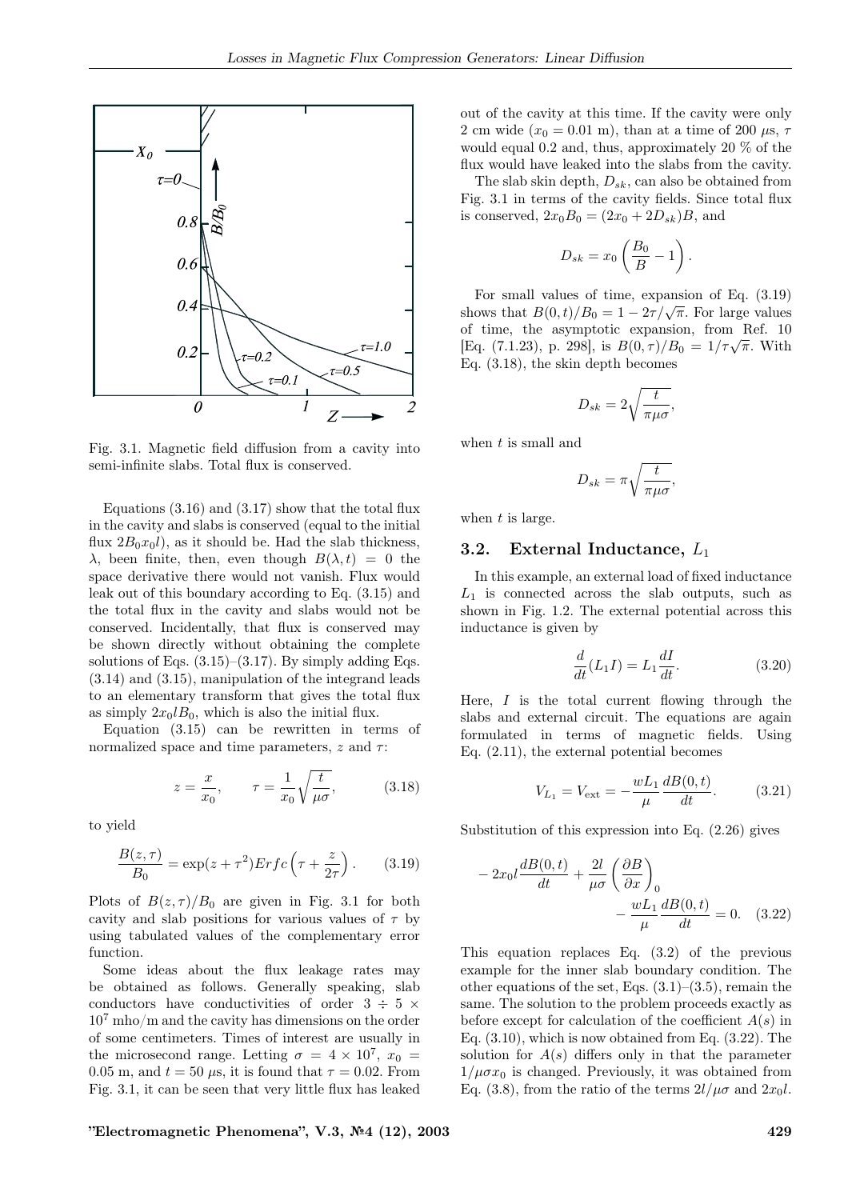Fig. 3.1. Magnetic field diffusion from a cavity into semi-infinite slabs. Total flux is conserved.

Equations (3.16) and (3.17) show that the total flux in the cavity and slabs is conserved (equal to the initial flux $2B_0 x_0 l$), as it should be. Had the slab thickness, $\lambda$, been finite, then, even though $B(\lambda, t) = 0$ the space derivative there would not vanish. Flux would leak out of this boundary according to Eq. (3.15) and the total flux in the cavity and slabs would not be conserved. Incidentally, that flux is conserved may be shown directly without obtaining the complete solutions of Eqs. (3.15)–(3.17). By simply adding Eqs. (3.14) and (3.15), manipulation of the integrand leads to an elementary transform that gives the total flux as simply $2x_0 l B_0$, which is also the initial flux.

Equation (3.15) can be rewritten in terms of normalized space and time parameters, $z$ and $\tau$:

$$z = \frac{x}{x_0}, \qquad \tau = \frac{1}{x_0}\sqrt{\frac{t}{\mu\sigma}}, \tag{3.18}$$

to yield

$$\frac{B(z,\tau)}{B_0} = \exp(z+\tau^2) Erfc\left(\tau + \frac{z}{2\tau}\right). \tag{3.19}$$

Plots of $B(z,\tau)/B_0$ are given in Fig. 3.1 for both cavity and slab positions for various values of $\tau$ by using tabulated values of the complementary error function.

Some ideas about the flux leakage rates may be obtained as follows. Generally speaking, slab conductors have conductivities of order $3 \div 5 \times 10^7$ mho/m and the cavity has dimensions on the order of some centimeters. Times of interest are usually in the microsecond range. Letting $\sigma = 4 \times 10^7$, $x_0 = 0.05$ m, and $t = 50$ $\mu$s, it is found that $\tau = 0.02$. From Fig. 3.1, it can be seen that very little flux has leaked out of the cavity at this time. If the cavity were only 2 cm wide ($x_0 = 0.01$ m), than at a time of 200 $\mu$s, $\tau$ would equal 0.2 and, thus, approximately 20 % of the flux would have leaked into the slabs from the cavity.

The slab skin depth, $D_{sk}$, can also be obtained from Fig. 3.1 in terms of the cavity fields. Since total flux is conserved, $2x_0 B_0 = (2x_0 + 2D_{sk})B$, and

$$D_{sk} = x_0\left(\frac{B_0}{B} - 1\right).$$

For small values of time, expansion of Eq. (3.19) shows that $B(0,t)/B_0 = 1 - 2\tau/\sqrt{\pi}$. For large values of time, the asymptotic expansion, from Ref. 10 [Eq. (7.1.23), p. 298], is $B(0,\tau)/B_0 = 1/\tau\sqrt{\pi}$. With Eq. (3.18), the skin depth becomes

$$D_{sk} = 2\sqrt{\frac{t}{\pi\mu\sigma}},$$

when $t$ is small and

$$D_{sk} = \pi\sqrt{\frac{t}{\pi\mu\sigma}},$$

when $t$ is large.

## 3.2. External Inductance, $L_1$

In this example, an external load of fixed inductance $L_1$ is connected across the slab outputs, such as shown in Fig. 1.2. The external potential across this inductance is given by

$$\frac{d}{dt}(L_1 I) = L_1\frac{dI}{dt}. \tag{3.20}$$

Here, $I$ is the total current flowing through the slabs and external circuit. The equations are again formulated in terms of magnetic fields. Using Eq. (2.11), the external potential becomes

$$V_{L_1} = V_{\text{ext}} = -\frac{wL_1}{\mu}\frac{dB(0,t)}{dt}. \tag{3.21}$$

Substitution of this expression into Eq. (2.26) gives

$$-2x_0 l\frac{dB(0,t)}{dt} + \frac{2l}{\mu\sigma}\left(\frac{\partial B}{\partial x}\right)_0 - \frac{wL_1}{\mu}\frac{dB(0,t)}{dt} = 0. \tag{3.22}$$

This equation replaces Eq. (3.2) of the previous example for the inner slab boundary condition. The other equations of the set, Eqs. (3.1)–(3.5), remain the same. The solution to the problem proceeds exactly as before except for calculation of the coefficient $A(s)$ in Eq. (3.10), which is now obtained from Eq. (3.22). The solution for $A(s)$ differs only in that the parameter $1/\mu\sigma x_0$ is changed. Previously, it was obtained from Eq. (3.8), from the ratio of the terms $2l/\mu\sigma$ and $2x_0 l$.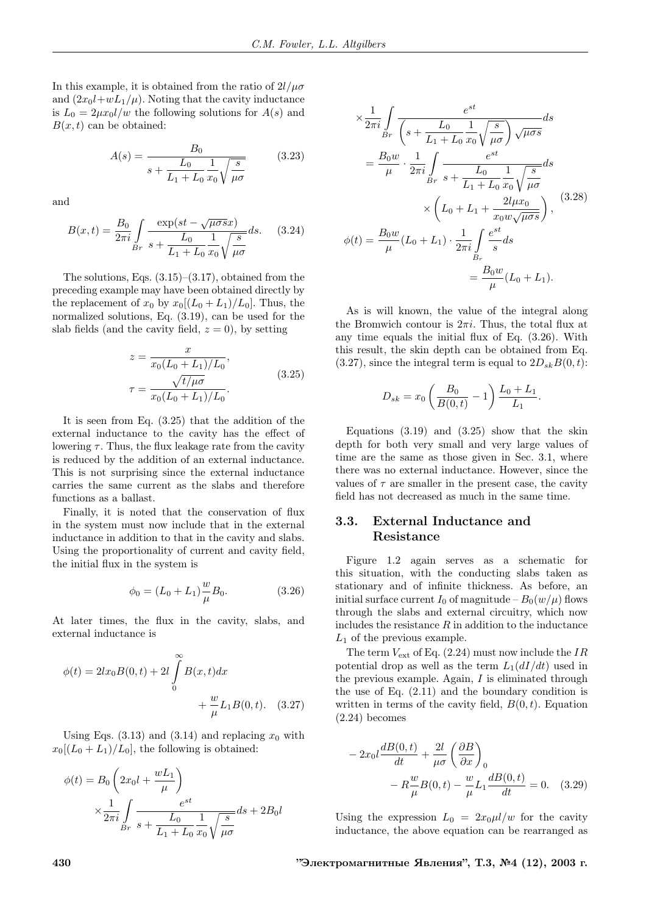In this example, it is obtained from the ratio of $2l/\mu\sigma$ and $(2x_0 l + wL_1/\mu)$. Noting that the cavity inductance is $L_0 = 2\mu x_0 l/w$ the following solutions for $A(s)$ and $B(x,t)$ can be obtained:

$$A(s) = \frac{B_0}{s + \dfrac{L_0}{L_1+L_0}\dfrac{1}{x_0}\sqrt{\dfrac{s}{\mu\sigma}}} \tag{3.23}$$

and

$$B(x,t) = \frac{B_0}{2\pi i}\int\limits_{Br} \frac{\exp(st - \sqrt{\mu\sigma s}x)}{s + \dfrac{L_0}{L_1+L_0}\dfrac{1}{x_0}\sqrt{\dfrac{s}{\mu\sigma}}}ds. \tag{3.24}$$

The solutions, Eqs. (3.15)–(3.17), obtained from the preceding example may have been obtained directly by the replacement of $x_0$ by $x_0[(L_0+L_1)/L_0]$. Thus, the normalized solutions, Eq. (3.19), can be used for the slab fields (and the cavity field, $z=0$), by setting

$$z = \frac{x}{x_0(L_0+L_1)/L_0}, \qquad \tau = \frac{\sqrt{t/\mu\sigma}}{x_0(L_0+L_1)/L_0}. \tag{3.25}$$

It is seen from Eq. (3.25) that the addition of the external inductance to the cavity has the effect of lowering $\tau$. Thus, the flux leakage rate from the cavity is reduced by the addition of an external inductance. This is not surprising since the external inductance carries the same current as the slabs and therefore functions as a ballast.

Finally, it is noted that the conservation of flux in the system must now include that in the external inductance in addition to that in the cavity and slabs. Using the proportionality of current and cavity field, the initial flux in the system is

$$\phi_0 = (L_0 + L_1)\frac{w}{\mu}B_0. \tag{3.26}$$

At later times, the flux in the cavity, slabs, and external inductance is

$$\phi(t) = 2lx_0 B(0,t) + 2l\int\limits_0^\infty B(x,t)dx + \frac{w}{\mu}L_1 B(0,t). \tag{3.27}$$

Using Eqs. (3.13) and (3.14) and replacing $x_0$ with $x_0[(L_0+L_1)/L_0]$, the following is obtained:

$$\begin{aligned}
\phi(t) &= B_0\left(2x_0 l + \frac{wL_1}{\mu}\right) \times \frac{1}{2\pi i}\int\limits_{Br}\frac{e^{st}}{s + \dfrac{L_0}{L_1+L_0}\dfrac{1}{x_0}\sqrt{\dfrac{s}{\mu\sigma}}}ds + 2B_0 l \\
&\quad \times \frac{1}{2\pi i}\int\limits_{Br}\frac{e^{st}}{\left(s + \dfrac{L_0}{L_1+L_0}\dfrac{1}{x_0}\sqrt{\dfrac{s}{\mu\sigma}}\right)\sqrt{\mu\sigma s}}ds \\
&= \frac{B_0 w}{\mu}\cdot\frac{1}{2\pi i}\int\limits_{Br}\frac{e^{st}}{s + \dfrac{L_0}{L_1+L_0}\dfrac{1}{x_0}\sqrt{\dfrac{s}{\mu\sigma}}}ds \times \left(L_0 + L_1 + \frac{2l\mu x_0}{x_0 w\sqrt{\mu\sigma s}}\right), \\
\phi(t) &= \frac{B_0 w}{\mu}(L_0+L_1)\cdot\frac{1}{2\pi i}\int\limits_{Br}\frac{e^{st}}{s}ds = \frac{B_0 w}{\mu}(L_0+L_1).
\end{aligned} \tag{3.28}$$

As is will known, the value of the integral along the Bromwich contour is $2\pi i$. Thus, the total flux at any time equals the initial flux of Eq. (3.26). With this result, the skin depth can be obtained from Eq. (3.27), since the integral term is equal to $2D_{sk}B(0,t)$:

$$D_{sk} = x_0\left(\frac{B_0}{B(0,t)} - 1\right)\frac{L_0+L_1}{L_1}.$$

Equations (3.19) and (3.25) show that the skin depth for both very small and very large values of time are the same as those given in Sec. 3.1, where there was no external inductance. However, since the values of $\tau$ are smaller in the present case, the cavity field has not decreased as much in the same time.

## 3.3. External Inductance and Resistance

Figure 1.2 again serves as a schematic for this situation, with the conducting slabs taken as stationary and of infinite thickness. As before, an initial surface current $I_0$ of magnitude – $B_0(w/\mu)$ flows through the slabs and external circuitry, which now includes the resistance $R$ in addition to the inductance $L_1$ of the previous example.

The term $V_{\text{ext}}$ of Eq. (2.24) must now include the $IR$ potential drop as well as the term $L_1(dI/dt)$ used in the previous example. Again, $I$ is eliminated through the use of Eq. (2.11) and the boundary condition is written in terms of the cavity field, $B(0,t)$. Equation (2.24) becomes

$$-2x_0 l\frac{dB(0,t)}{dt} + \frac{2l}{\mu\sigma}\left(\frac{\partial B}{\partial x}\right)_0 - R\frac{w}{\mu}B(0,t) - \frac{w}{\mu}L_1\frac{dB(0,t)}{dt} = 0. \tag{3.29}$$

Using the expression $L_0 = 2x_0\mu l/w$ for the cavity inductance, the above equation can be rearranged as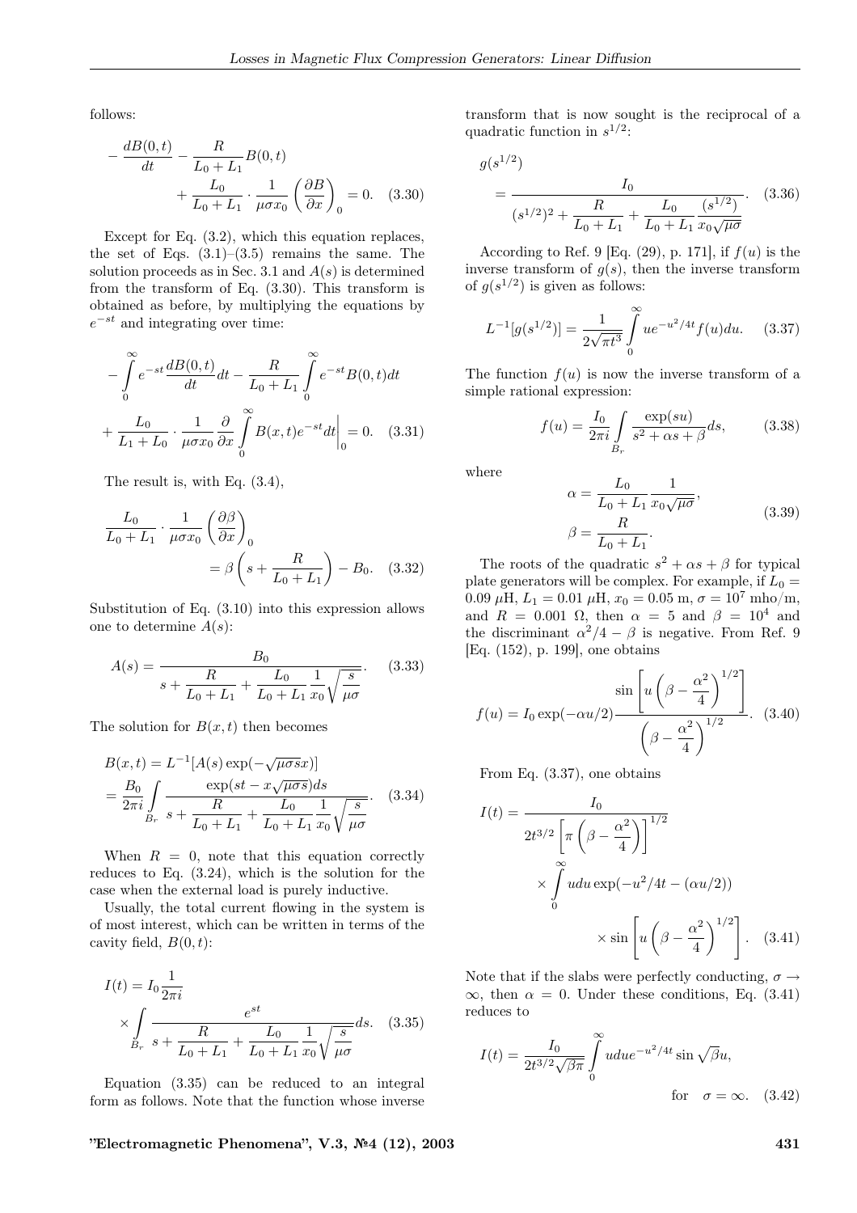follows:

$$
-\frac{dB(0,t)}{dt} - \frac{R}{L_0+L_1}B(0,t) + \frac{L_0}{L_0+L_1}\cdot\frac{1}{\mu\sigma x_0}\left(\frac{\partial B}{\partial x}\right)_0 = 0. \quad (3.30)
$$

Except for Eq. (3.2), which this equation replaces, the set of Eqs. (3.1)–(3.5) remains the same. The solution proceeds as in Sec. 3.1 and $A(s)$ is determined from the transform of Eq. (3.30). This transform is obtained as before, by multiplying the equations by $e^{-st}$ and integrating over time:

$$
-\int_0^\infty e^{-st}\frac{dB(0,t)}{dt}dt - \frac{R}{L_0+L_1}\int_0^\infty e^{-st}B(0,t)dt + \frac{L_0}{L_1+L_0}\cdot\frac{1}{\mu\sigma x_0}\frac{\partial}{\partial x}\int_0^\infty B(x,t)e^{-st}dt\bigg|_0 = 0. \quad (3.31)
$$

The result is, with Eq. (3.4),

$$
\frac{L_0}{L_0+L_1}\cdot\frac{1}{\mu\sigma x_0}\left(\frac{\partial\beta}{\partial x}\right)_0 = \beta\left(s+\frac{R}{L_0+L_1}\right) - B_0. \quad (3.32)
$$

Substitution of Eq. (3.10) into this expression allows one to determine $A(s)$:

$$
A(s) = \frac{B_0}{s + \dfrac{R}{L_0+L_1} + \dfrac{L_0}{L_0+L_1}\dfrac{1}{x_0}\sqrt{\dfrac{s}{\mu\sigma}}}. \quad (3.33)
$$

The solution for $B(x,t)$ then becomes

$$
B(x,t) = L^{-1}[A(s)\exp(-\sqrt{\mu\sigma s}x)] = \frac{B_0}{2\pi i}\int_{B_r}\frac{\exp(st - x\sqrt{\mu\sigma s})ds}{s + \dfrac{R}{L_0+L_1} + \dfrac{L_0}{L_0+L_1}\dfrac{1}{x_0}\sqrt{\dfrac{s}{\mu\sigma}}}. \quad (3.34)
$$

When $R = 0$, note that this equation correctly reduces to Eq. (3.24), which is the solution for the case when the external load is purely inductive.

Usually, the total current flowing in the system is of most interest, which can be written in terms of the cavity field, $B(0,t)$:

$$
I(t) = I_0\frac{1}{2\pi i}\times\int_{B_r}\frac{e^{st}}{s + \dfrac{R}{L_0+L_1} + \dfrac{L_0}{L_0+L_1}\dfrac{1}{x_0}\sqrt{\dfrac{s}{\mu\sigma}}}ds. \quad (3.35)
$$

Equation (3.35) can be reduced to an integral form as follows. Note that the function whose inverse transform that is now sought is the reciprocal of a quadratic function in $s^{1/2}$:

$$
g(s^{1/2}) = \frac{I_0}{(s^{1/2})^2 + \dfrac{R}{L_0+L_1} + \dfrac{L_0}{L_0+L_1}\dfrac{(s^{1/2})}{x_0\sqrt{\mu\sigma}}}. \quad (3.36)
$$

According to Ref. 9 [Eq. (29), p. 171], if $f(u)$ is the inverse transform of $g(s)$, then the inverse transform of $g(s^{1/2})$ is given as follows:

$$
L^{-1}[g(s^{1/2})] = \frac{1}{2\sqrt{\pi t^3}}\int_0^\infty ue^{-u^2/4t}f(u)du. \quad (3.37)
$$

The function $f(u)$ is now the inverse transform of a simple rational expression:

$$
f(u) = \frac{I_0}{2\pi i}\int_{B_r}\frac{\exp(su)}{s^2+\alpha s+\beta}ds, \quad (3.38)
$$

where

$$
\alpha = \frac{L_0}{L_0+L_1}\frac{1}{x_0\sqrt{\mu\sigma}}, \qquad \beta = \frac{R}{L_0+L_1}. \quad (3.39)
$$

The roots of the quadratic $s^2+\alpha s+\beta$ for typical plate generators will be complex. For example, if $L_0 = 0.09\ \mu$H, $L_1 = 0.01\ \mu$H, $x_0 = 0.05$ m, $\sigma = 10^7$ mho/m, and $R = 0.001\ \Omega$, then $\alpha = 5$ and $\beta = 10^4$ and the discriminant $\alpha^2/4 - \beta$ is negative. From Ref. 9 [Eq. (152), p. 199], one obtains

$$
f(u) = I_0\exp(-\alpha u/2)\frac{\sin\left[u\left(\beta - \dfrac{\alpha^2}{4}\right)^{1/2}\right]}{\left(\beta - \dfrac{\alpha^2}{4}\right)^{1/2}}. \quad (3.40)
$$

From Eq. (3.37), one obtains

$$
I(t) = \frac{I_0}{2t^{3/2}\left[\pi\left(\beta - \dfrac{\alpha^2}{4}\right)\right]^{1/2}} \times\int_0^\infty udu\exp(-u^2/4t - (\alpha u/2)) \times\sin\left[u\left(\beta - \frac{\alpha^2}{4}\right)^{1/2}\right]. \quad (3.41)
$$

Note that if the slabs were perfectly conducting, $\sigma\to\infty$, then $\alpha = 0$. Under these conditions, Eq. (3.41) reduces to

$$
I(t) = \frac{I_0}{2t^{3/2}\sqrt{\beta\pi}}\int_0^\infty udue^{-u^2/4t}\sin\sqrt{\beta}u, \qquad \text{for} \quad \sigma = \infty. \quad (3.42)
$$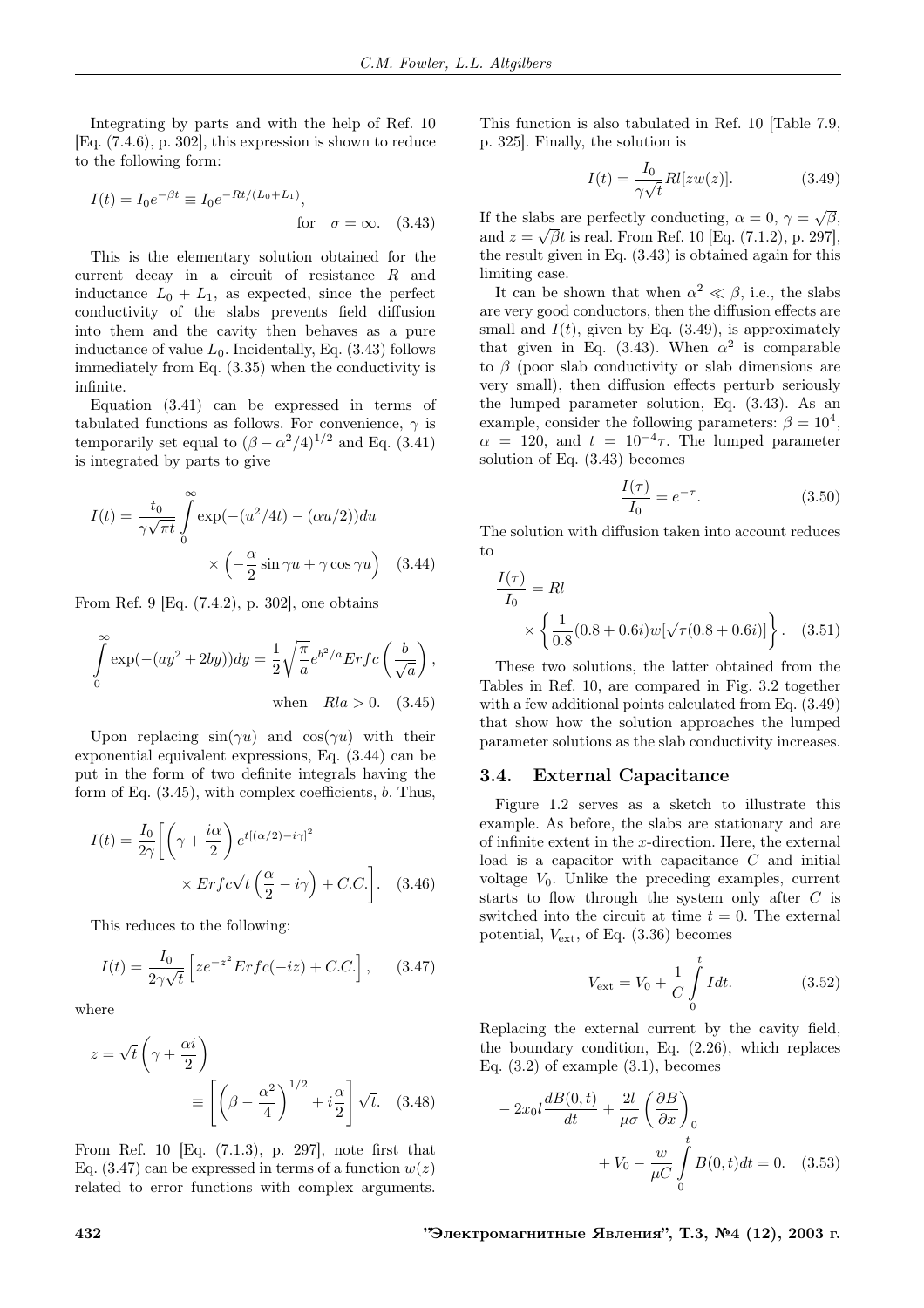Integrating by parts and with the help of Ref. 10 [Eq. (7.4.6), p. 302], this expression is shown to reduce to the following form:

$$I(t) = I_0 e^{-\beta t} \equiv I_0 e^{-Rt/(L_0+L_1)}, \quad \text{for} \quad \sigma = \infty. \quad (3.43)$$

This is the elementary solution obtained for the current decay in a circuit of resistance $R$ and inductance $L_0 + L_1$, as expected, since the perfect conductivity of the slabs prevents field diffusion into them and the cavity then behaves as a pure inductance of value $L_0$. Incidentally, Eq. (3.43) follows immediately from Eq. (3.35) when the conductivity is infinite.

Equation (3.41) can be expressed in terms of tabulated functions as follows. For convenience, $\gamma$ is temporarily set equal to $(\beta - \alpha^2/4)^{1/2}$ and Eq. (3.41) is integrated by parts to give

$$I(t) = \frac{t_0}{\gamma\sqrt{\pi t}} \int_0^\infty \exp(-(u^2/4t) - (\alpha u/2))du \times \left(-\frac{\alpha}{2}\sin\gamma u + \gamma\cos\gamma u\right) \quad (3.44)$$

From Ref. 9 [Eq. (7.4.2), p. 302], one obtains

$$\int_0^\infty \exp(-(ay^2 + 2by))dy = \frac{1}{2}\sqrt{\frac{\pi}{a}} e^{b^2/a} Erfc\left(\frac{b}{\sqrt{a}}\right), \quad \text{when} \quad Rla > 0. \quad (3.45)$$

Upon replacing $\sin(\gamma u)$ and $\cos(\gamma u)$ with their exponential equivalent expressions, Eq. (3.44) can be put in the form of two definite integrals having the form of Eq. (3.45), with complex coefficients, $b$. Thus,

$$I(t) = \frac{I_0}{2\gamma}\left[\left(\gamma + \frac{i\alpha}{2}\right) e^{t[(\alpha/2)-i\gamma]^2} \times Erfc\sqrt{t}\left(\frac{\alpha}{2} - i\gamma\right) + C.C.\right]. \quad (3.46)$$

This reduces to the following:

$$I(t) = \frac{I_0}{2\gamma\sqrt{t}}\left[ze^{-z^2} Erfc(-iz) + C.C.\right], \quad (3.47)$$

where

$$z = \sqrt{t}\left(\gamma + \frac{\alpha i}{2}\right) \equiv \left[\left(\beta - \frac{\alpha^2}{4}\right)^{1/2} + i\frac{\alpha}{2}\right]\sqrt{t}. \quad (3.48)$$

From Ref. 10 [Eq. (7.1.3), p. 297], note first that Eq. (3.47) can be expressed in terms of a function $w(z)$ related to error functions with complex arguments. This function is also tabulated in Ref. 10 [Table 7.9, p. 325]. Finally, the solution is

$$I(t) = \frac{I_0}{\gamma\sqrt{t}} Rl[zw(z)]. \quad (3.49)$$

If the slabs are perfectly conducting, $\alpha = 0$, $\gamma = \sqrt{\beta}$, and $z = \sqrt{\beta t}$ is real. From Ref. 10 [Eq. (7.1.2), p. 297], the result given in Eq. (3.43) is obtained again for this limiting case.

It can be shown that when $\alpha^2 \ll \beta$, i.e., the slabs are very good conductors, then the diffusion effects are small and $I(t)$, given by Eq. (3.49), is approximately that given in Eq. (3.43). When $\alpha^2$ is comparable to $\beta$ (poor slab conductivity or slab dimensions are very small), then diffusion effects perturb seriously the lumped parameter solution, Eq. (3.43). As an example, consider the following parameters: $\beta = 10^4$, $\alpha = 120$, and $t = 10^{-4}\tau$. The lumped parameter solution of Eq. (3.43) becomes

$$\frac{I(\tau)}{I_0} = e^{-\tau}. \quad (3.50)$$

The solution with diffusion taken into account reduces to

$$\frac{I(\tau)}{I_0} = Rl \times \left\{\frac{1}{0.8}(0.8 + 0.6i)w[\sqrt{\tau}(0.8 + 0.6i)]\right\}. \quad (3.51)$$

These two solutions, the latter obtained from the Tables in Ref. 10, are compared in Fig. 3.2 together with a few additional points calculated from Eq. (3.49) that show how the solution approaches the lumped parameter solutions as the slab conductivity increases.

### 3.4. External Capacitance

Figure 1.2 serves as a sketch to illustrate this example. As before, the slabs are stationary and are of infinite extent in the $x$-direction. Here, the external load is a capacitor with capacitance $C$ and initial voltage $V_0$. Unlike the preceding examples, current starts to flow through the system only after $C$ is switched into the circuit at time $t = 0$. The external potential, $V_{\text{ext}}$, of Eq. (3.36) becomes

$$V_{\text{ext}} = V_0 + \frac{1}{C}\int_0^t I dt. \quad (3.52)$$

Replacing the external current by the cavity field, the boundary condition, Eq. (2.26), which replaces Eq. (3.2) of example (3.1), becomes

$$-2x_0 l\frac{dB(0,t)}{dt} + \frac{2l}{\mu\sigma}\left(\frac{\partial B}{\partial x}\right)_0 + V_0 - \frac{w}{\mu C}\int_0^t B(0,t)dt = 0. \quad (3.53)$$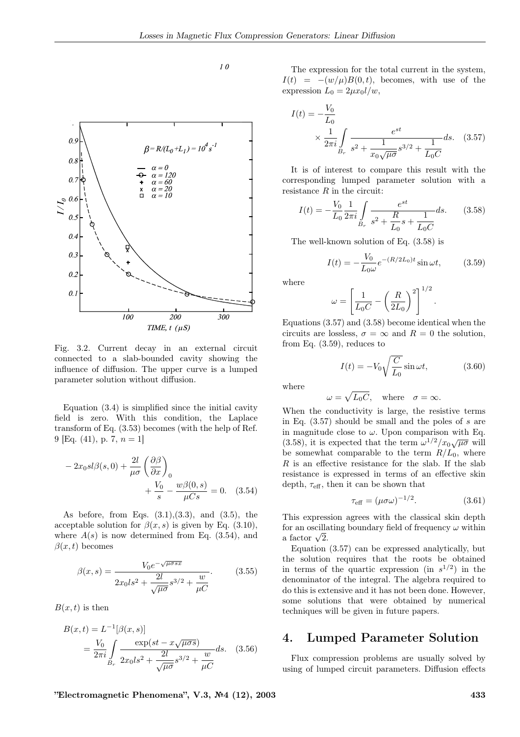Fig. 3.2. Current decay in an external circuit connected to a slab-bounded cavity showing the influence of diffusion. The upper curve is a lumped parameter solution without diffusion.

Equation (3.4) is simplified since the initial cavity field is zero. With this condition, the Laplace transform of Eq. (3.53) becomes (with the help of Ref. 9 [Eq. (41), p. 7, $n = 1$]

$$-2x_0 sl\beta(s,0) + \frac{2l}{\mu\sigma}\left(\frac{\partial\beta}{\partial x}\right)_0 + \frac{V_0}{s} - \frac{w\beta(0,s)}{\mu Cs} = 0. \quad (3.54)$$

As before, from Eqs. (3.1),(3.3), and (3.5), the acceptable solution for $\beta(x,s)$ is given by Eq. (3.10), where $A(s)$ is now determined from Eq. (3.54), and $\beta(x,t)$ becomes

$$\beta(x,s) = \frac{V_0 e^{-\sqrt{\mu\sigma s}x}}{2x_0 ls^2 + \dfrac{2l}{\sqrt{\mu\sigma}}s^{3/2} + \dfrac{w}{\mu C}}. \quad (3.55)$$

$B(x,t)$ is then

$$B(x,t) = L^{-1}[\beta(x,s)] = \frac{V_0}{2\pi i}\int\limits_{B_r} \frac{\exp(st - x\sqrt{\mu\sigma s})}{2x_0 ls^2 + \dfrac{2l}{\sqrt{\mu\sigma}}s^{3/2} + \dfrac{w}{\mu C}}ds. \quad (3.56)$$

The expression for the total current in the system, $I(t) = -(w/\mu)B(0,t)$, becomes, with use of the expression $L_0 = 2\mu x_0 l/w$,

$$I(t) = -\frac{V_0}{L_0} \times \frac{1}{2\pi i}\int\limits_{B_r} \frac{e^{st}}{s^2 + \dfrac{1}{x_0\sqrt{\mu\sigma}}s^{3/2} + \dfrac{1}{L_0 C}}ds. \quad (3.57)$$

It is of interest to compare this result with the corresponding lumped parameter solution with a resistance $R$ in the circuit:

$$I(t) = -\frac{V_0}{L_0}\frac{1}{2\pi i}\int\limits_{B_r} \frac{e^{st}}{s^2 + \dfrac{R}{L_0}s + \dfrac{1}{L_0 C}}ds. \quad (3.58)$$

The well-known solution of Eq. (3.58) is

$$I(t) = -\frac{V_0}{L_0\omega}e^{-(R/2L_0)t}\sin\omega t, \quad (3.59)$$

where

$$\omega = \left[\frac{1}{L_0 C} - \left(\frac{R}{2L_0}\right)^2\right]^{1/2}.$$

Equations (3.57) and (3.58) become identical when the circuits are lossless, $\sigma = \infty$ and $R = 0$ the solution, from Eq. (3.59), reduces to

$$I(t) = -V_0\sqrt{\frac{C}{L_0}}\sin\omega t, \quad (3.60)$$

where

$$\omega = \sqrt{L_0 C}, \quad \text{where} \quad \sigma = \infty.$$

When the conductivity is large, the resistive terms in Eq. (3.57) should be small and the poles of $s$ are in magnitude close to $\omega$. Upon comparison with Eq. (3.58), it is expected that the term $\omega^{1/2}/x_0\sqrt{\mu\sigma}$ will be somewhat comparable to the term $R/L_0$, where $R$ is an effective resistance for the slab. If the slab resistance is expressed in terms of an effective skin depth, $\tau_{\text{eff}}$, then it can be shown that

$$\tau_{\text{eff}} = (\mu\sigma\omega)^{-1/2}. \quad (3.61)$$

This expression agrees with the classical skin depth for an oscillating boundary field of frequency $\omega$ within a factor $\sqrt{2}$.

Equation (3.57) can be expressed analytically, but the solution requires that the roots be obtained in terms of the quartic expression (in $s^{1/2}$) in the denominator of the integral. The algebra required to do this is extensive and it has not been done. However, some solutions that were obtained by numerical techniques will be given in future papers.

## 4. Lumped Parameter Solution

Flux compression problems are usually solved by using of lumped circuit parameters. Diffusion effects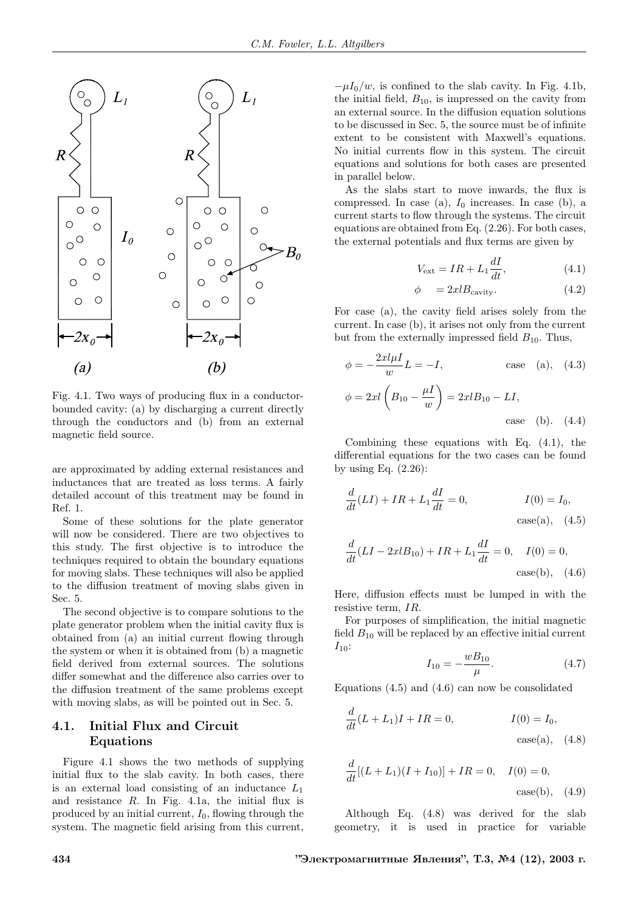Fig. 4.1. Two ways of producing flux in a conductor-bounded cavity: (a) by discharging a current directly through the conductors and (b) from an external magnetic field source.

are approximated by adding external resistances and inductances that are treated as loss terms. A fairly detailed account of this treatment may be found in Ref. 1.

Some of these solutions for the plate generator will now be considered. There are two objectives to this study. The first objective is to introduce the techniques required to obtain the boundary equations for moving slabs. These techniques will also be applied to the diffusion treatment of moving slabs given in Sec. 5.

The second objective is to compare solutions to the plate generator problem when the initial cavity flux is obtained from (a) an initial current flowing through the system or when it is obtained from (b) a magnetic field derived from external sources. The solutions differ somewhat and the difference also carries over to the diffusion treatment of the same problems except with moving slabs, as will be pointed out in Sec. 5.

## 4.1. Initial Flux and Circuit Equations

Figure 4.1 shows the two methods of supplying initial flux to the slab cavity. In both cases, there is an external load consisting of an inductance $L_1$ and resistance $R$. In Fig. 4.1a, the initial flux is produced by an initial current, $I_0$, flowing through the system. The magnetic field arising from this current, $-\mu I_0/w$, is confined to the slab cavity. In Fig. 4.1b, the initial field, $B_{10}$, is impressed on the cavity from an external source. In the diffusion equation solutions to be discussed in Sec. 5, the source must be of infinite extent to be consistent with Maxwell's equations. No initial currents flow in this system. The circuit equations and solutions for both cases are presented in parallel below.

As the slabs start to move inwards, the flux is compressed. In case (a), $I_0$ increases. In case (b), a current starts to flow through the systems. The circuit equations are obtained from Eq. (2.26). For both cases, the external potentials and flux terms are given by

$$V_{\text{ext}} = IR + L_1 \frac{dI}{dt}, \tag{4.1}$$

$$\phi \quad = 2xlB_{\text{cavity}}. \tag{4.2}$$

For case (a), the cavity field arises solely from the current. In case (b), it arises not only from the current but from the externally impressed field $B_{10}$. Thus,

$$\phi = -\frac{2xl\mu I}{w} L = -I, \qquad \text{case (a)}, \tag{4.3}$$

$$\phi = 2xl\left(B_{10} - \frac{\mu I}{w}\right) = 2xlB_{10} - LI, \qquad \text{case (b)}. \tag{4.4}$$

Combining these equations with Eq. (4.1), the differential equations for the two cases can be found by using Eq. (2.26):

$$\frac{d}{dt}(LI) + IR + L_1\frac{dI}{dt} = 0, \qquad I(0) = I_0, \qquad \text{case(a)}, \tag{4.5}$$

$$\frac{d}{dt}(LI - 2xlB_{10}) + IR + L_1\frac{dI}{dt} = 0, \quad I(0) = 0, \qquad \text{case(b)}, \tag{4.6}$$

Here, diffusion effects must be lumped in with the resistive term, $IR$.

For purposes of simplification, the initial magnetic field $B_{10}$ will be replaced by an effective initial current $I_{10}$:

$$I_{10} = -\frac{wB_{10}}{\mu}. \tag{4.7}$$

Equations (4.5) and (4.6) can now be consolidated

$$\frac{d}{dt}(L + L_1)I + IR = 0, \qquad I(0) = I_0, \qquad \text{case(a)}, \tag{4.8}$$

$$\frac{d}{dt}[(L + L_1)(I + I_{10})] + IR = 0, \quad I(0) = 0, \qquad \text{case(b)}, \tag{4.9}$$

Although Eq. (4.8) was derived for the slab geometry, it is used in practice for variable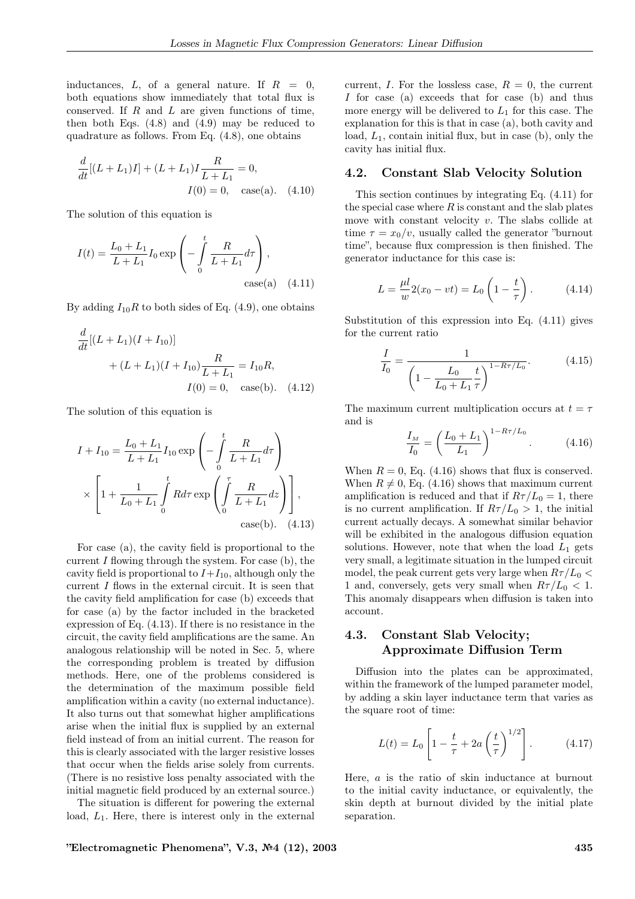inductances, $L$, of a general nature. If $R = 0$, both equations show immediately that total flux is conserved. If $R$ and $L$ are given functions of time, then both Eqs. (4.8) and (4.9) may be reduced to quadrature as follows. From Eq. (4.8), one obtains

$$\frac{d}{dt}[(L+L_1)I] + (L+L_1)I\frac{R}{L+L_1} = 0, \quad I(0) = 0, \quad \text{case(a)}. \tag{4.10}$$

The solution of this equation is

$$I(t) = \frac{L_0+L_1}{L+L_1} I_0 \exp\left(-\int_0^t \frac{R}{L+L_1} d\tau\right), \quad \text{case(a)} \tag{4.11}$$

By adding $I_{10}R$ to both sides of Eq. (4.9), one obtains

$$\frac{d}{dt}[(L+L_1)(I+I_{10})] + (L+L_1)(I+I_{10})\frac{R}{L+L_1} = I_{10}R, \quad I(0) = 0, \quad \text{case(b)}. \tag{4.12}$$

The solution of this equation is

$$I + I_{10} = \frac{L_0+L_1}{L+L_1} I_{10} \exp\left(-\int_0^t \frac{R}{L+L_1} d\tau\right) \times \left[1 + \frac{1}{L_0+L_1}\int_0^t R d\tau \exp\left(\int_0^\tau \frac{R}{L+L_1} dz\right)\right], \quad \text{case(b)}. \tag{4.13}$$

For case (a), the cavity field is proportional to the current $I$ flowing through the system. For case (b), the cavity field is proportional to $I+I_{10}$, although only the current $I$ flows in the external circuit. It is seen that the cavity field amplification for case (b) exceeds that for case (a) by the factor included in the bracketed expression of Eq. (4.13). If there is no resistance in the circuit, the cavity field amplifications are the same. An analogous relationship will be noted in Sec. 5, where the corresponding problem is treated by diffusion methods. Here, one of the problems considered is the determination of the maximum possible field amplification within a cavity (no external inductance). It also turns out that somewhat higher amplifications arise when the initial flux is supplied by an external field instead of from an initial current. The reason for this is clearly associated with the larger resistive losses that occur when the fields arise solely from currents. (There is no resistive loss penalty associated with the initial magnetic field produced by an external source.)

The situation is different for powering the external load, $L_1$. Here, there is interest only in the external current, $I$. For the lossless case, $R = 0$, the current $I$ for case (a) exceeds that for case (b) and thus more energy will be delivered to $L_1$ for this case. The explanation for this is that in case (a), both cavity and load, $L_1$, contain initial flux, but in case (b), only the cavity has initial flux.

## 4.2. Constant Slab Velocity Solution

This section continues by integrating Eq. (4.11) for the special case where $R$ is constant and the slab plates move with constant velocity $v$. The slabs collide at time $\tau = x_0/v$, usually called the generator "burnout time", because flux compression is then finished. The generator inductance for this case is:

$$L = \frac{\mu l}{w} 2(x_0 - vt) = L_0\left(1 - \frac{t}{\tau}\right). \tag{4.14}$$

Substitution of this expression into Eq. (4.11) gives for the current ratio

$$\frac{I}{I_0} = \frac{1}{\left(1 - \dfrac{L_0}{L_0+L_1}\dfrac{t}{\tau}\right)^{1-R\tau/L_0}}. \tag{4.15}$$

The maximum current multiplication occurs at $t = \tau$ and is

$$\frac{I_M}{I_0} = \left(\frac{L_0+L_1}{L_1}\right)^{1-R\tau/L_0}. \tag{4.16}$$

When $R = 0$, Eq. (4.16) shows that flux is conserved. When $R \neq 0$, Eq. (4.16) shows that maximum current amplification is reduced and that if $R\tau/L_0 = 1$, there is no current amplification. If $R\tau/L_0 > 1$, the initial current actually decays. A somewhat similar behavior will be exhibited in the analogous diffusion equation solutions. However, note that when the load $L_1$ gets very small, a legitimate situation in the lumped circuit model, the peak current gets very large when $R\tau/L_0 < 1$ and, conversely, gets very small when $R\tau/L_0 < 1$. This anomaly disappears when diffusion is taken into account.

## 4.3. Constant Slab Velocity; Approximate Diffusion Term

Diffusion into the plates can be approximated, within the framework of the lumped parameter model, by adding a skin layer inductance term that varies as the square root of time:

$$L(t) = L_0\left[1 - \frac{t}{\tau} + 2a\left(\frac{t}{\tau}\right)^{1/2}\right]. \tag{4.17}$$

Here, $a$ is the ratio of skin inductance at burnout to the initial cavity inductance, or equivalently, the skin depth at burnout divided by the initial plate separation.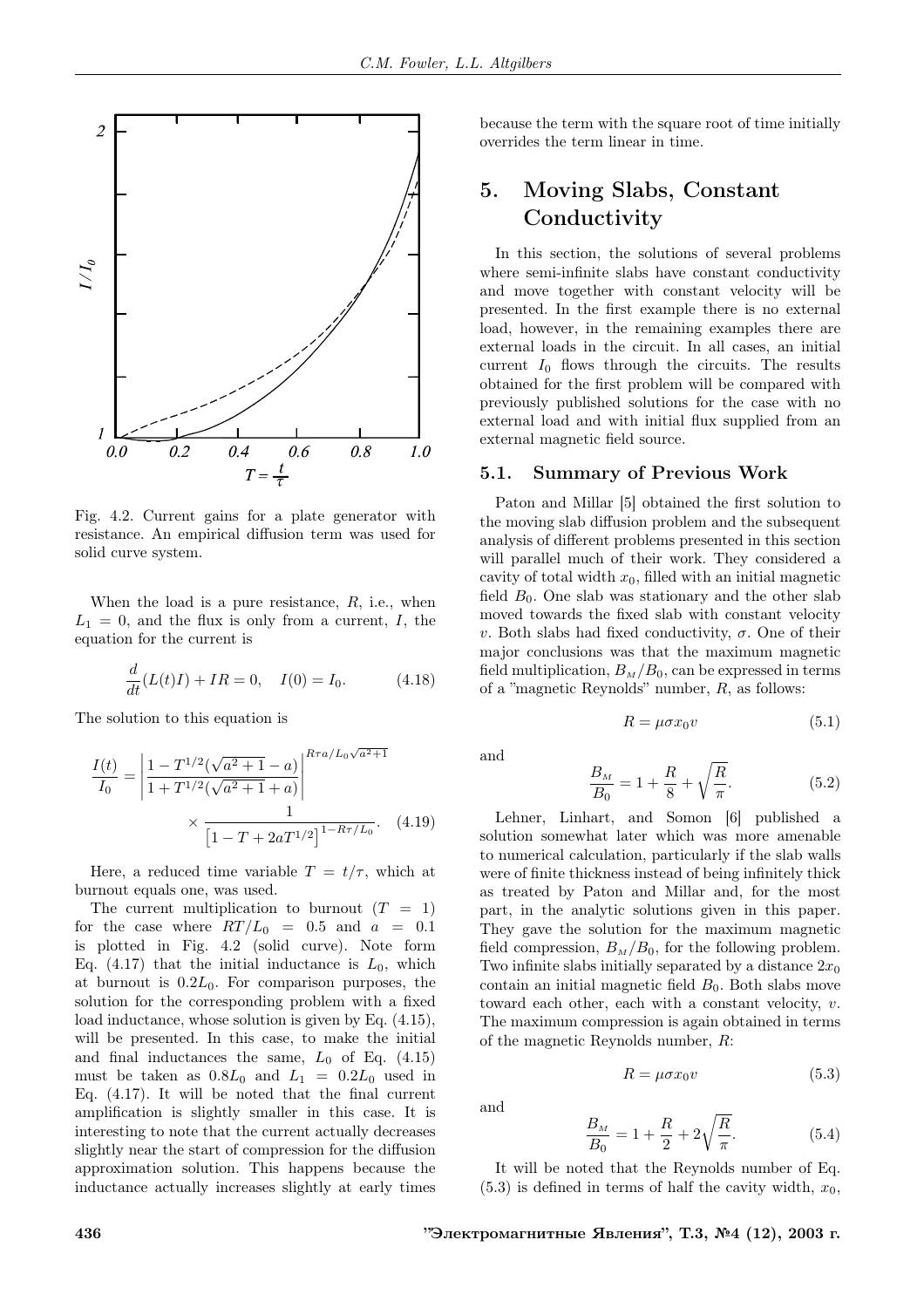Fig. 4.2. Current gains for a plate generator with resistance. An empirical diffusion term was used for solid curve system.

When the load is a pure resistance, $R$, i.e., when $L_1 = 0$, and the flux is only from a current, $I$, the equation for the current is

$$\frac{d}{dt}(L(t)I) + IR = 0, \quad I(0) = I_0. \tag{4.18}$$

The solution to this equation is

$$\frac{I(t)}{I_0} = \left| \frac{1 - T^{1/2}(\sqrt{a^2+1} - a)}{1 + T^{1/2}(\sqrt{a^2+1} + a)} \right|^{R\tau a/L_0\sqrt{a^2+1}} \times \frac{1}{\left[1 - T + 2aT^{1/2}\right]^{1 - R\tau/L_0}}. \tag{4.19}$$

Here, a reduced time variable $T = t/\tau$, which at burnout equals one, was used.

The current multiplication to burnout ($T = 1$) for the case where $RT/L_0 = 0.5$ and $a = 0.1$ is plotted in Fig. 4.2 (solid curve). Note form Eq. (4.17) that the initial inductance is $L_0$, which at burnout is $0.2L_0$. For comparison purposes, the solution for the corresponding problem with a fixed load inductance, whose solution is given by Eq. (4.15), will be presented. In this case, to make the initial and final inductances the same, $L_0$ of Eq. (4.15) must be taken as $0.8L_0$ and $L_1 = 0.2L_0$ used in Eq. (4.17). It will be noted that the final current amplification is slightly smaller in this case. It is interesting to note that the current actually decreases slightly near the start of compression for the diffusion approximation solution. This happens because the inductance actually increases slightly at early times because the term with the square root of time initially overrides the term linear in time.

## 5. Moving Slabs, Constant Conductivity

In this section, the solutions of several problems where semi-infinite slabs have constant conductivity and move together with constant velocity will be presented. In the first example there is no external load, however, in the remaining examples there are external loads in the circuit. In all cases, an initial current $I_0$ flows through the circuits. The results obtained for the first problem will be compared with previously published solutions for the case with no external load and with initial flux supplied from an external magnetic field source.

### 5.1. Summary of Previous Work

Paton and Millar [5] obtained the first solution to the moving slab diffusion problem and the subsequent analysis of different problems presented in this section will parallel much of their work. They considered a cavity of total width $x_0$, filled with an initial magnetic field $B_0$. One slab was stationary and the other slab moved towards the fixed slab with constant velocity $v$. Both slabs had fixed conductivity, $\sigma$. One of their major conclusions was that the maximum magnetic field multiplication, $B_M/B_0$, can be expressed in terms of a "magnetic Reynolds" number, $R$, as follows:

$$R = \mu\sigma x_0 v \tag{5.1}$$

and

$$\frac{B_M}{B_0} = 1 + \frac{R}{8} + \sqrt{\frac{R}{\pi}}. \tag{5.2}$$

Lehner, Linhart, and Somon [6] published a solution somewhat later which was more amenable to numerical calculation, particularly if the slab walls were of finite thickness instead of being infinitely thick as treated by Paton and Millar and, for the most part, in the analytic solutions given in this paper. They gave the solution for the maximum magnetic field compression, $B_M/B_0$, for the following problem. Two infinite slabs initially separated by a distance $2x_0$ contain an initial magnetic field $B_0$. Both slabs move toward each other, each with a constant velocity, $v$. The maximum compression is again obtained in terms of the magnetic Reynolds number, $R$:

$$R = \mu\sigma x_0 v \tag{5.3}$$

and

$$\frac{B_M}{B_0} = 1 + \frac{R}{2} + 2\sqrt{\frac{R}{\pi}}. \tag{5.4}$$

It will be noted that the Reynolds number of Eq. (5.3) is defined in terms of half the cavity width, $x_0$,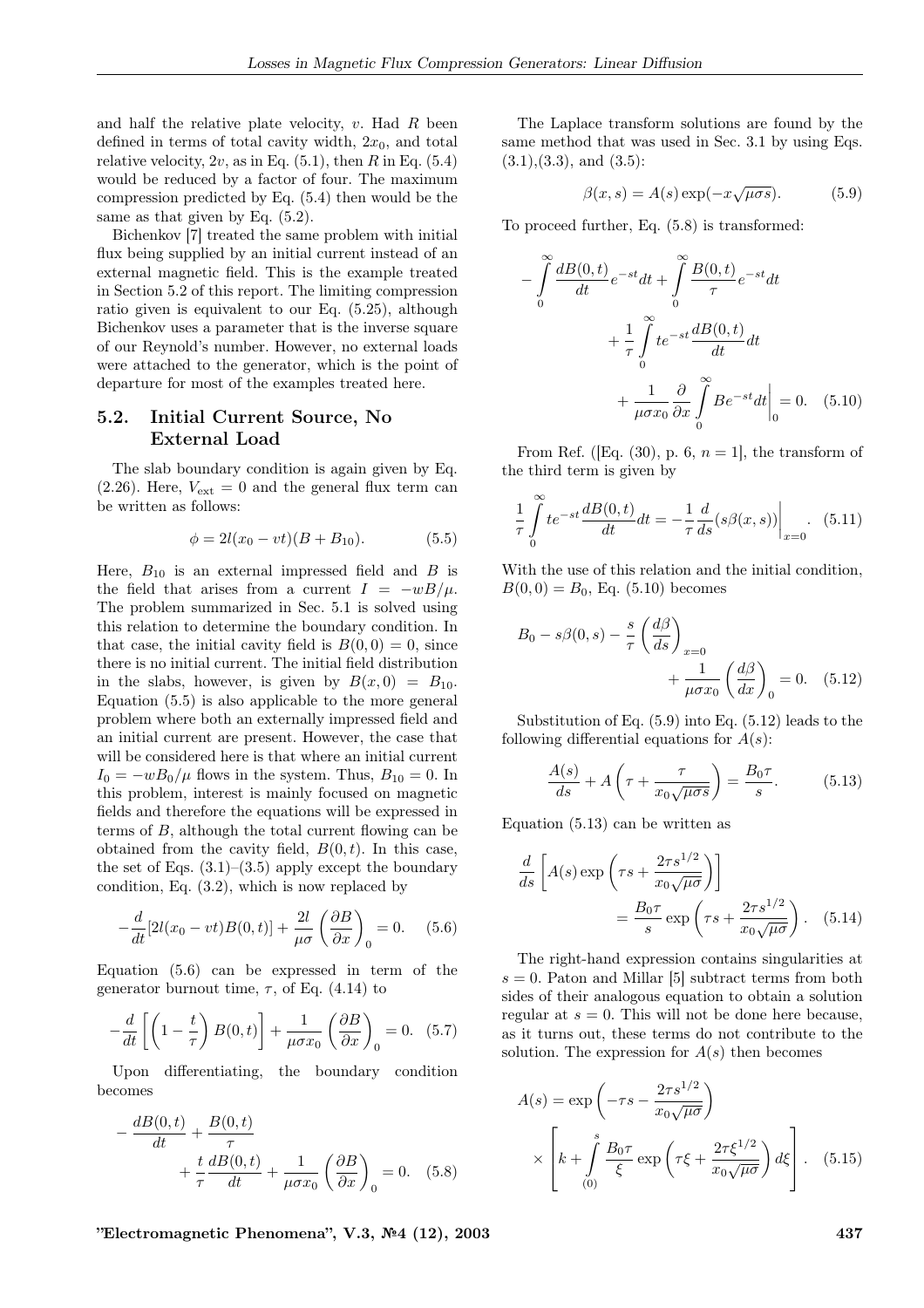and half the relative plate velocity, $v$. Had $R$ been defined in terms of total cavity width, $2x_0$, and total relative velocity, $2v$, as in Eq. (5.1), then $R$ in Eq. (5.4) would be reduced by a factor of four. The maximum compression predicted by Eq. (5.4) then would be the same as that given by Eq. (5.2).

Bichenkov [7] treated the same problem with initial flux being supplied by an initial current instead of an external magnetic field. This is the example treated in Section 5.2 of this report. The limiting compression ratio given is equivalent to our Eq. (5.25), although Bichenkov uses a parameter that is the inverse square of our Reynold's number. However, no external loads were attached to the generator, which is the point of departure for most of the examples treated here.

## 5.2. Initial Current Source, No External Load

The slab boundary condition is again given by Eq. (2.26). Here, $V_{\rm ext} = 0$ and the general flux term can be written as follows:

$$\phi = 2l(x_0 - vt)(B + B_{10}). \tag{5.5}$$

Here, $B_{10}$ is an external impressed field and $B$ is the field that arises from a current $I = -wB/\mu$. The problem summarized in Sec. 5.1 is solved using this relation to determine the boundary condition. In that case, the initial cavity field is $B(0,0) = 0$, since there is no initial current. The initial field distribution in the slabs, however, is given by $B(x,0) = B_{10}$. Equation (5.5) is also applicable to the more general problem where both an externally impressed field and an initial current are present. However, the case that will be considered here is that where an initial current $I_0 = -wB_0/\mu$ flows in the system. Thus, $B_{10} = 0$. In this problem, interest is mainly focused on magnetic fields and therefore the equations will be expressed in terms of $B$, although the total current flowing can be obtained from the cavity field, $B(0,t)$. In this case, the set of Eqs. (3.1)–(3.5) apply except the boundary condition, Eq. (3.2), which is now replaced by

$$-\frac{d}{dt}[2l(x_0 - vt)B(0,t)] + \frac{2l}{\mu\sigma}\left(\frac{\partial B}{\partial x}\right)_0 = 0. \tag{5.6}$$

Equation (5.6) can be expressed in term of the generator burnout time, $\tau$, of Eq. (4.14) to

$$-\frac{d}{dt}\left[\left(1 - \frac{t}{\tau}\right)B(0,t)\right] + \frac{1}{\mu\sigma x_0}\left(\frac{\partial B}{\partial x}\right)_0 = 0. \tag{5.7}$$

Upon differentiating, the boundary condition becomes

$$-\frac{dB(0,t)}{dt} + \frac{B(0,t)}{\tau} + \frac{t}{\tau}\frac{dB(0,t)}{dt} + \frac{1}{\mu\sigma x_0}\left(\frac{\partial B}{\partial x}\right)_0 = 0. \tag{5.8}$$

The Laplace transform solutions are found by the same method that was used in Sec. 3.1 by using Eqs. (3.1),(3.3), and (3.5):

$$\beta(x,s) = A(s)\exp(-x\sqrt{\mu\sigma s}). \tag{5.9}$$

To proceed further, Eq. (5.8) is transformed:

$$-\int_0^\infty \frac{dB(0,t)}{dt}e^{-st}dt + \int_0^\infty \frac{B(0,t)}{\tau}e^{-st}dt + \frac{1}{\tau}\int_0^\infty te^{-st}\frac{dB(0,t)}{dt}dt + \frac{1}{\mu\sigma x_0}\frac{\partial}{\partial x}\int_0^\infty Be^{-st}dt\bigg|_0 = 0. \tag{5.10}$$

From Ref. ([Eq. (30), p. 6, $n = 1$], the transform of the third term is given by

$$\frac{1}{\tau}\int_0^\infty te^{-st}\frac{dB(0,t)}{dt}dt = -\frac{1}{\tau}\frac{d}{ds}(s\beta(x,s))\bigg|_{x=0}. \tag{5.11}$$

With the use of this relation and the initial condition, $B(0,0) = B_0$, Eq. (5.10) becomes

$$B_0 - s\beta(0,s) - \frac{s}{\tau}\left(\frac{d\beta}{ds}\right)_{x=0} + \frac{1}{\mu\sigma x_0}\left(\frac{d\beta}{dx}\right)_0 = 0. \tag{5.12}$$

Substitution of Eq. (5.9) into Eq. (5.12) leads to the following differential equations for $A(s)$:

$$\frac{A(s)}{ds} + A\left(\tau + \frac{\tau}{x_0\sqrt{\mu\sigma s}}\right) = \frac{B_0\tau}{s}. \tag{5.13}$$

Equation (5.13) can be written as

$$\frac{d}{ds}\left[A(s)\exp\left(\tau s + \frac{2\tau s^{1/2}}{x_0\sqrt{\mu\sigma}}\right)\right] = \frac{B_0\tau}{s}\exp\left(\tau s + \frac{2\tau s^{1/2}}{x_0\sqrt{\mu\sigma}}\right). \tag{5.14}$$

The right-hand expression contains singularities at $s = 0$. Paton and Millar [5] subtract terms from both sides of their analogous equation to obtain a solution regular at $s = 0$. This will not be done here because, as it turns out, these terms do not contribute to the solution. The expression for $A(s)$ then becomes

$$A(s) = \exp\left(-\tau s - \frac{2\tau s^{1/2}}{x_0\sqrt{\mu\sigma}}\right) \times \left[k + \int_{(0)}^{s}\frac{B_0\tau}{\xi}\exp\left(\tau\xi + \frac{2\tau\xi^{1/2}}{x_0\sqrt{\mu\sigma}}\right)d\xi\right]. \tag{5.15}$$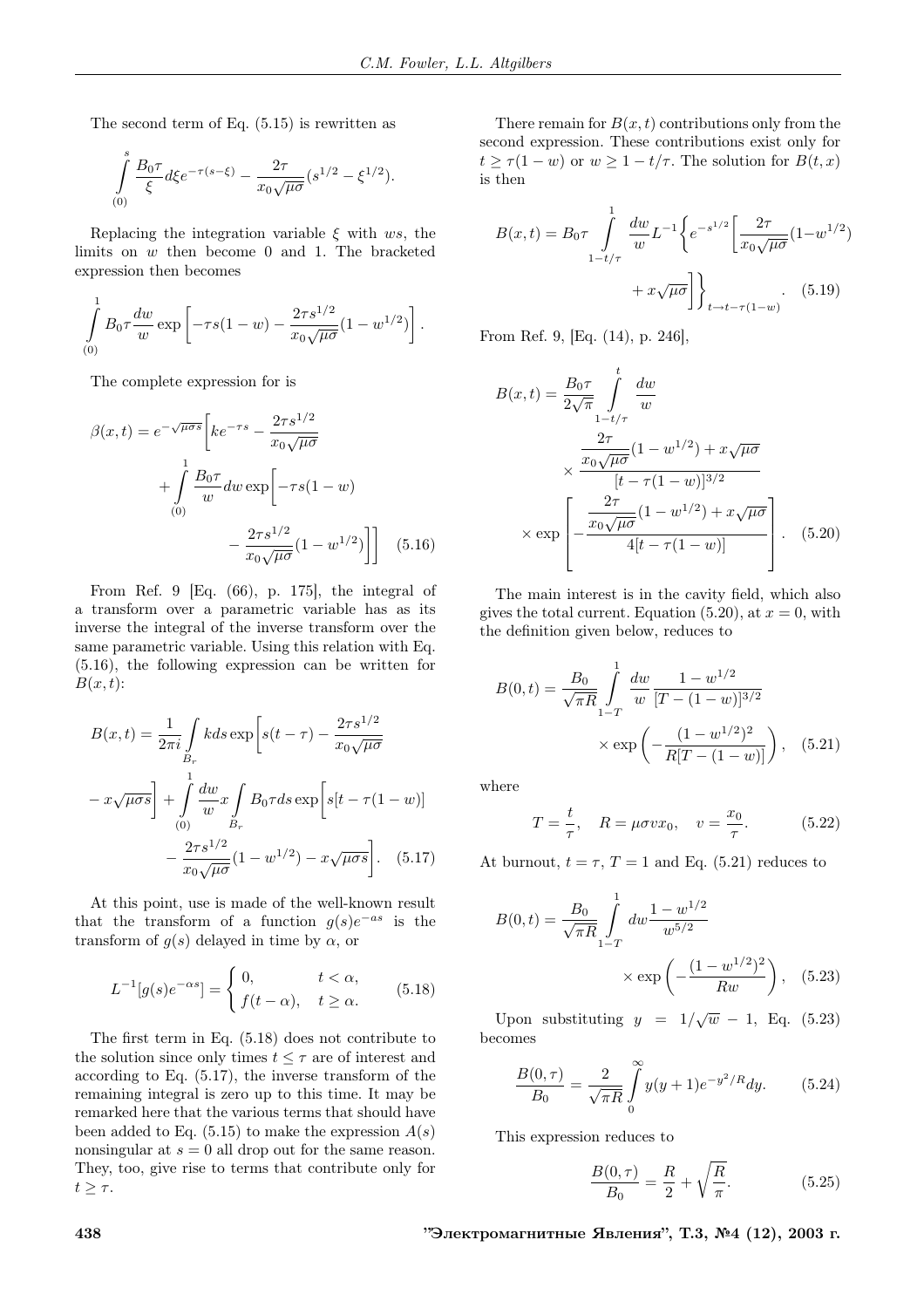The second term of Eq. (5.15) is rewritten as

$$\int_{(0)}^{s} \frac{B_0 \tau}{\xi} d\xi e^{-\tau(s-\xi)} - \frac{2\tau}{x_0\sqrt{\mu\sigma}}(s^{1/2} - \xi^{1/2}).$$

Replacing the integration variable $\xi$ with $ws$, the limits on $w$ then become 0 and 1. The bracketed expression then becomes

$$\int_{(0)}^{1} B_0 \tau \frac{dw}{w} \exp\left[-\tau s(1-w) - \frac{2\tau s^{1/2}}{x_0\sqrt{\mu\sigma}}(1 - w^{1/2})\right].$$

The complete expression for is

$$\beta(x,t) = e^{-\sqrt{\mu\sigma s}}\left[k e^{-\tau s} - \frac{2\tau s^{1/2}}{x_0\sqrt{\mu\sigma}} + \int_{(0)}^{1} \frac{B_0\tau}{w} dw \exp\left[-\tau s(1-w) - \frac{2\tau s^{1/2}}{x_0\sqrt{\mu\sigma}}(1-w^{1/2})\right]\right] \quad (5.16)$$

From Ref. 9 [Eq. (66), p. 175], the integral of a transform over a parametric variable has as its inverse the integral of the inverse transform over the same parametric variable. Using this relation with Eq. (5.16), the following expression can be written for $B(x,t)$:

$$B(x,t) = \frac{1}{2\pi i}\int_{B_r} k ds \exp\left[s(t-\tau) - \frac{2\tau s^{1/2}}{x_0\sqrt{\mu\sigma}} - x\sqrt{\mu\sigma s}\right] + \int_{(0)}^{1} \frac{dw}{w} x \int_{B_r} B_0 \tau ds \exp\left[s[t - \tau(1-w)] - \frac{2\tau s^{1/2}}{x_0\sqrt{\mu\sigma}}(1-w^{1/2}) - x\sqrt{\mu\sigma s}\right]. \quad (5.17)$$

At this point, use is made of the well-known result that the transform of a function $g(s)e^{-as}$ is the transform of $g(s)$ delayed in time by $\alpha$, or

$$L^{-1}[g(s)e^{-\alpha s}] = \begin{cases} 0, & t < \alpha, \\ f(t-\alpha), & t \geq \alpha. \end{cases} \quad (5.18)$$

The first term in Eq. (5.18) does not contribute to the solution since only times $t \leq \tau$ are of interest and according to Eq. (5.17), the inverse transform of the remaining integral is zero up to this time. It may be remarked here that the various terms that should have been added to Eq. (5.15) to make the expression $A(s)$ nonsingular at $s = 0$ all drop out for the same reason. They, too, give rise to terms that contribute only for $t \geq \tau$.

There remain for $B(x,t)$ contributions only from the second expression. These contributions exist only for $t \geq \tau(1-w)$ or $w \geq 1 - t/\tau$. The solution for $B(t,x)$ is then

$$B(x,t) = B_0\tau \int_{1-t/\tau}^{1} \frac{dw}{w} L^{-1}\left\{e^{-s^{1/2}}\left[\frac{2\tau}{x_0\sqrt{\mu\sigma}}(1-w^{1/2}) + x\sqrt{\mu\sigma}\right]\right\}_{t\to t-\tau(1-w)}. \quad (5.19)$$

From Ref. 9, [Eq. (14), p. 246],

$$B(x,t) = \frac{B_0\tau}{2\sqrt{\pi}} \int_{1-t/\tau}^{t} \frac{dw}{w} \times \frac{\frac{2\tau}{x_0\sqrt{\mu\sigma}}(1-w^{1/2}) + x\sqrt{\mu\sigma}}{[t-\tau(1-w)]^{3/2}} \times \exp\left[-\frac{\frac{2\tau}{x_0\sqrt{\mu\sigma}}(1-w^{1/2}) + x\sqrt{\mu\sigma}}{4[t-\tau(1-w)]}\right]. \quad (5.20)$$

The main interest is in the cavity field, which also gives the total current. Equation (5.20), at $x = 0$, with the definition given below, reduces to

$$B(0,t) = \frac{B_0}{\sqrt{\pi R}} \int_{1-T}^{1} \frac{dw}{w} \frac{1-w^{1/2}}{[T-(1-w)]^{3/2}} \times \exp\left(-\frac{(1-w^{1/2})^2}{R[T-(1-w)]}\right), \quad (5.21)$$

where

$$T = \frac{t}{\tau}, \quad R = \mu\sigma v x_0, \quad v = \frac{x_0}{\tau}. \quad (5.22)$$

At burnout, $t = \tau$, $T = 1$ and Eq. (5.21) reduces to

$$B(0,t) = \frac{B_0}{\sqrt{\pi R}} \int_{1-T}^{1} dw \frac{1-w^{1/2}}{w^{5/2}} \times \exp\left(-\frac{(1-w^{1/2})^2}{Rw}\right), \quad (5.23)$$

Upon substituting $y = 1/\sqrt{w} - 1$, Eq. (5.23) becomes

$$\frac{B(0,\tau)}{B_0} = \frac{2}{\sqrt{\pi R}} \int_0^{\infty} y(y+1)e^{-y^2/R} dy. \quad (5.24)$$

This expression reduces to

$$\frac{B(0,\tau)}{B_0} = \frac{R}{2} + \sqrt{\frac{R}{\pi}}. \quad (5.25)$$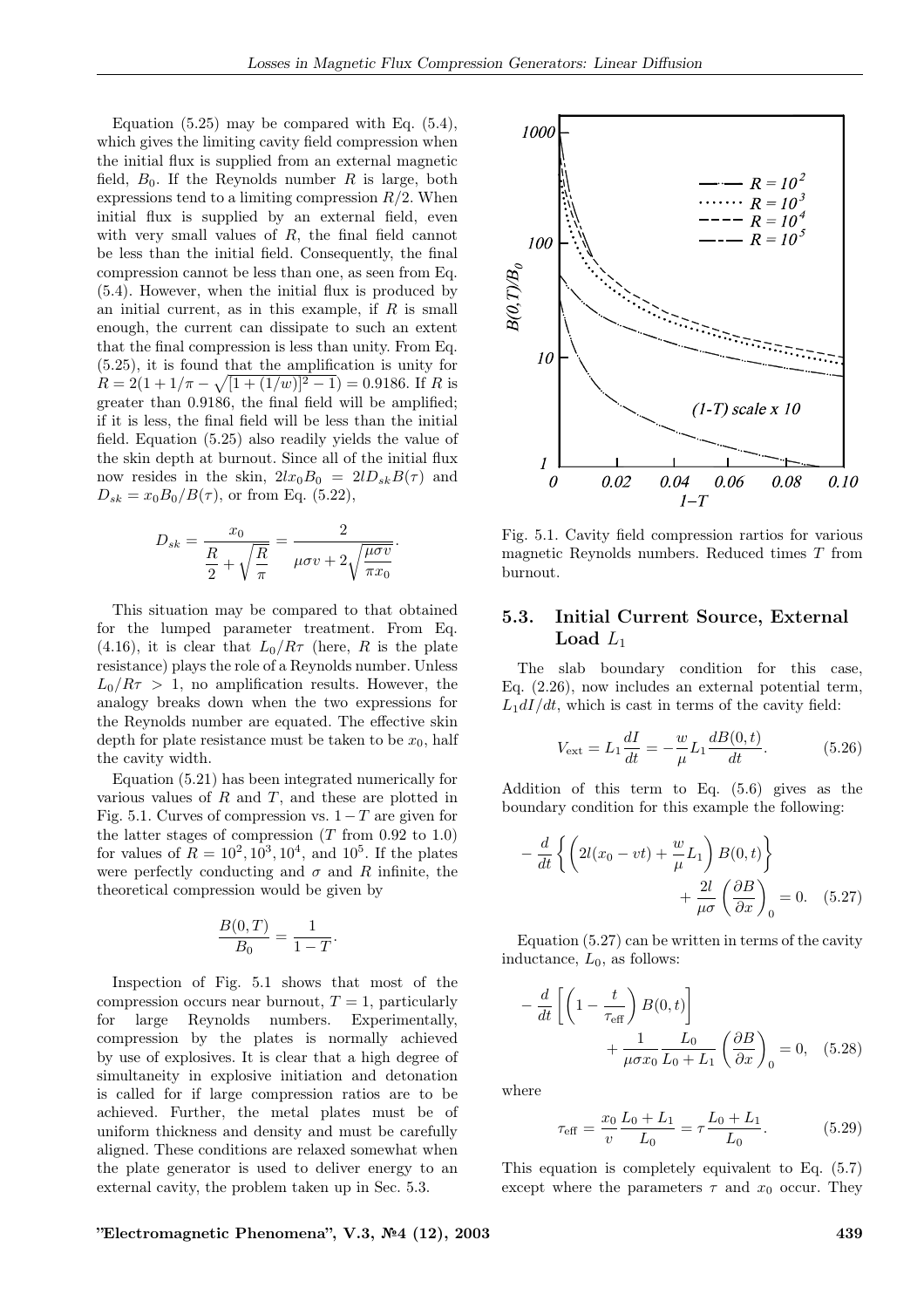Equation (5.25) may be compared with Eq. (5.4), which gives the limiting cavity field compression when the initial flux is supplied from an external magnetic field, $B_0$. If the Reynolds number $R$ is large, both expressions tend to a limiting compression $R/2$. When initial flux is supplied by an external field, even with very small values of $R$, the final field cannot be less than the initial field. Consequently, the final compression cannot be less than one, as seen from Eq. (5.4). However, when the initial flux is produced by an initial current, as in this example, if $R$ is small enough, the current can dissipate to such an extent that the final compression is less than unity. From Eq. (5.25), it is found that the amplification is unity for $R = 2(1 + 1/\pi - \sqrt{[1 + (1/w)]^2 - 1}) = 0.9186$. If $R$ is greater than 0.9186, the final field will be amplified; if it is less, the final field will be less than the initial field. Equation (5.25) also readily yields the value of the skin depth at burnout. Since all of the initial flux now resides in the skin, $2lx_0B_0 = 2lD_{sk}B(\tau)$ and $D_{sk} = x_0B_0/B(\tau)$, or from Eq. (5.22),

$$D_{sk} = \frac{x_0}{\dfrac{R}{2} + \sqrt{\dfrac{R}{\pi}}} = \frac{2}{\mu\sigma v + 2\sqrt{\dfrac{\mu\sigma v}{\pi x_0}}}.$$

This situation may be compared to that obtained for the lumped parameter treatment. From Eq. (4.16), it is clear that $L_0/R\tau$ (here, $R$ is the plate resistance) plays the role of a Reynolds number. Unless $L_0/R\tau > 1$, no amplification results. However, the analogy breaks down when the two expressions for the Reynolds number are equated. The effective skin depth for plate resistance must be taken to be $x_0$, half the cavity width.

Equation (5.21) has been integrated numerically for various values of $R$ and $T$, and these are plotted in Fig. 5.1. Curves of compression vs. $1-T$ are given for the latter stages of compression ($T$ from 0.92 to 1.0) for values of $R = 10^2, 10^3, 10^4$, and $10^5$. If the plates were perfectly conducting and $\sigma$ and $R$ infinite, the theoretical compression would be given by

$$\frac{B(0,T)}{B_0} = \frac{1}{1-T}.$$

Inspection of Fig. 5.1 shows that most of the compression occurs near burnout, $T = 1$, particularly for large Reynolds numbers. Experimentally, compression by the plates is normally achieved by use of explosives. It is clear that a high degree of simultaneity in explosive initiation and detonation is called for if large compression ratios are to be achieved. Further, the metal plates must be of uniform thickness and density and must be carefully aligned. These conditions are relaxed somewhat when the plate generator is used to deliver energy to an external cavity, the problem taken up in Sec. 5.3.

Fig. 5.1. Cavity field compression rartios for various magnetic Reynolds numbers. Reduced times $T$ from burnout.

## 5.3. Initial Current Source, External Load $L_1$

The slab boundary condition for this case, Eq. (2.26), now includes an external potential term, $L_1 dI/dt$, which is cast in terms of the cavity field:

$$V_{\text{ext}} = L_1 \frac{dI}{dt} = -\frac{w}{\mu} L_1 \frac{dB(0,t)}{dt}. \quad (5.26)$$

Addition of this term to Eq. (5.6) gives as the boundary condition for this example the following:

$$-\frac{d}{dt}\left\{\left(2l(x_0 - vt) + \frac{w}{\mu}L_1\right)B(0,t)\right\} + \frac{2l}{\mu\sigma}\left(\frac{\partial B}{\partial x}\right)_0 = 0. \quad (5.27)$$

Equation (5.27) can be written in terms of the cavity inductance, $L_0$, as follows:

$$-\frac{d}{dt}\left[\left(1 - \frac{t}{\tau_{\text{eff}}}\right)B(0,t)\right] + \frac{1}{\mu\sigma x_0}\frac{L_0}{L_0 + L_1}\left(\frac{\partial B}{\partial x}\right)_0 = 0, \quad (5.28)$$

where

$$\tau_{\text{eff}} = \frac{x_0}{v}\frac{L_0 + L_1}{L_0} = \tau\frac{L_0 + L_1}{L_0}. \quad (5.29)$$

This equation is completely equivalent to Eq. (5.7) except where the parameters $\tau$ and $x_0$ occur. They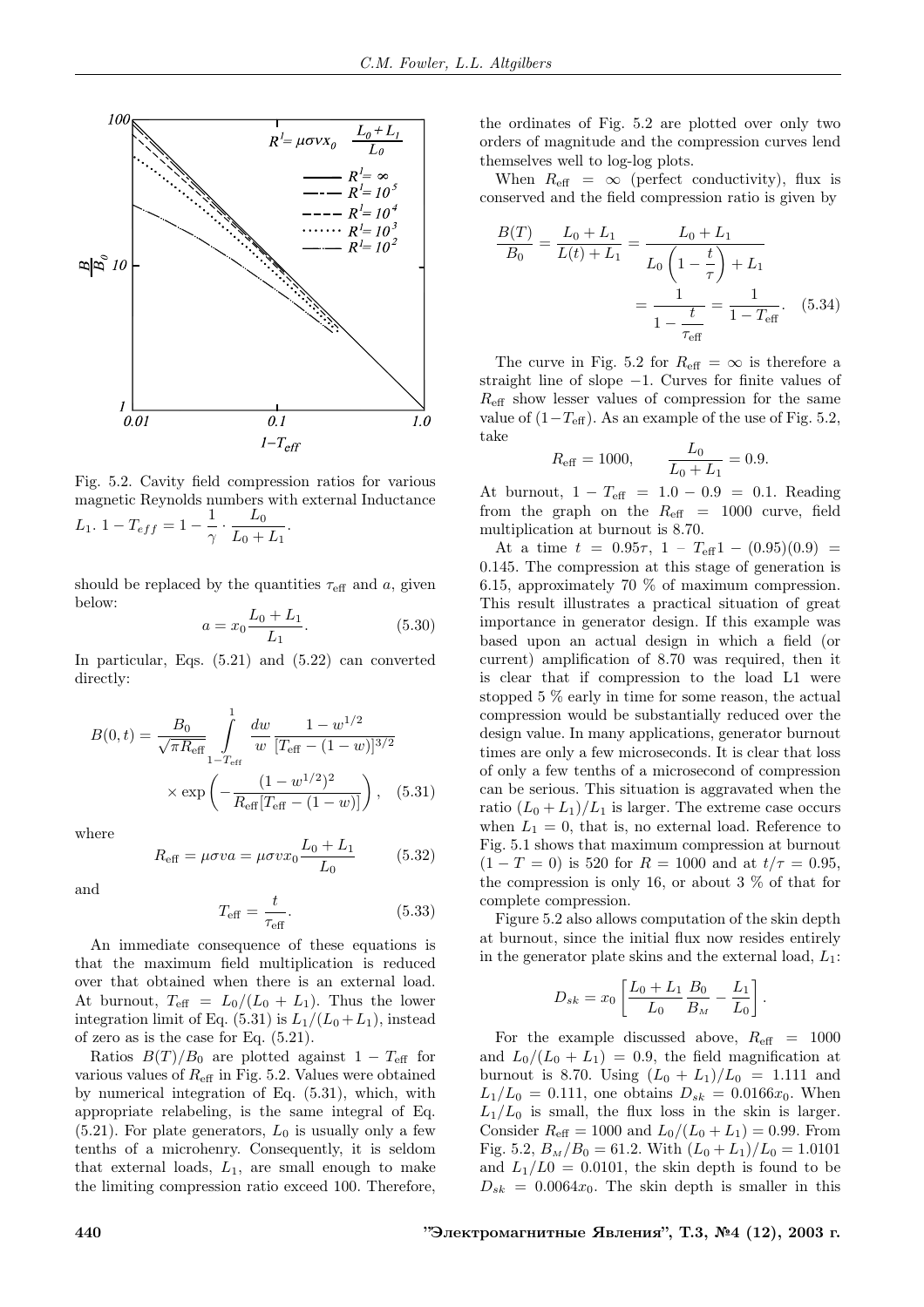Fig. 5.2. Cavity field compression ratios for various magnetic Reynolds numbers with external Inductance $L_1$. $1 - T_{eff} = 1 - \dfrac{1}{\gamma} \cdot \dfrac{L_0}{L_0 + L_1}$.

should be replaced by the quantities $\tau_{\rm eff}$ and $a$, given below:

$$a = x_0 \frac{L_0 + L_1}{L_1}. \quad (5.30)$$

In particular, Eqs. (5.21) and (5.22) can converted directly:

$$B(0,t) = \frac{B_0}{\sqrt{\pi R_{\rm eff}}} \int\limits_{1-T_{\rm eff}}^{1} \frac{dw}{w} \frac{1 - w^{1/2}}{[T_{\rm eff} - (1-w)]^{3/2}} \times \exp\left( -\frac{(1-w^{1/2})^2}{R_{\rm eff}[T_{\rm eff} - (1-w)]} \right), \quad (5.31)$$

where

$$R_{\rm eff} = \mu\sigma v a = \mu\sigma v x_0 \frac{L_0 + L_1}{L_0} \quad (5.32)$$

and

$$T_{\rm eff} = \frac{t}{\tau_{\rm eff}}. \quad (5.33)$$

An immediate consequence of these equations is that the maximum field multiplication is reduced over that obtained when there is an external load. At burnout, $T_{\rm eff} = L_0/(L_0 + L_1)$. Thus the lower integration limit of Eq. (5.31) is $L_1/(L_0 + L_1)$, instead of zero as is the case for Eq. (5.21).

Ratios $B(T)/B_0$ are plotted against $1 - T_{\rm eff}$ for various values of $R_{\rm eff}$ in Fig. 5.2. Values were obtained by numerical integration of Eq. (5.31), which, with appropriate relabeling, is the same integral of Eq. (5.21). For plate generators, $L_0$ is usually only a few tenths of a microhenry. Consequently, it is seldom that external loads, $L_1$, are small enough to make the limiting compression ratio exceed 100. Therefore, the ordinates of Fig. 5.2 are plotted over only two orders of magnitude and the compression curves lend themselves well to log-log plots.

When $R_{\rm eff} = \infty$ (perfect conductivity), flux is conserved and the field compression ratio is given by

$$\frac{B(T)}{B_0} = \frac{L_0 + L_1}{L(t) + L_1} = \frac{L_0 + L_1}{L_0\left(1 - \dfrac{t}{\tau}\right) + L_1} = \frac{1}{1 - \dfrac{t}{\tau_{\rm eff}}} = \frac{1}{1 - T_{\rm eff}}. \quad (5.34)$$

The curve in Fig. 5.2 for $R_{\rm eff} = \infty$ is therefore a straight line of slope $-1$. Curves for finite values of $R_{\rm eff}$ show lesser values of compression for the same value of $(1 - T_{\rm eff})$. As an example of the use of Fig. 5.2, take

$$R_{\rm eff} = 1000, \qquad \frac{L_0}{L_0 + L_1} = 0.9.$$

At burnout, $1 - T_{\rm eff} = 1.0 - 0.9 = 0.1$. Reading from the graph on the $R_{\rm eff} = 1000$ curve, field multiplication at burnout is 8.70.

At a time $t = 0.95\tau$, $1 - T_{\rm eff} 1 - (0.95)(0.9) = 0.145$. The compression at this stage of generation is 6.15, approximately 70 % of maximum compression. This result illustrates a practical situation of great importance in generator design. If this example was based upon an actual design in which a field (or current) amplification of 8.70 was required, then it is clear that if compression to the load L1 were stopped 5 % early in time for some reason, the actual compression would be substantially reduced over the design value. In many applications, generator burnout times are only a few microseconds. It is clear that loss of only a few tenths of a microsecond of compression can be serious. This situation is aggravated when the ratio $(L_0 + L_1)/L_1$ is larger. The extreme case occurs when $L_1 = 0$, that is, no external load. Reference to Fig. 5.1 shows that maximum compression at burnout $(1 - T = 0)$ is 520 for $R = 1000$ and at $t/\tau = 0.95$, the compression is only 16, or about 3 % of that for complete compression.

Figure 5.2 also allows computation of the skin depth at burnout, since the initial flux now resides entirely in the generator plate skins and the external load, $L_1$:

$$D_{sk} = x_0 \left[ \frac{L_0 + L_1}{L_0} \frac{B_0}{B_M} - \frac{L_1}{L_0} \right].$$

For the example discussed above, $R_{\rm eff} = 1000$ and $L_0/(L_0 + L_1) = 0.9$, the field magnification at burnout is 8.70. Using $(L_0 + L_1)/L_0 = 1.111$ and $L_1/L_0 = 0.111$, one obtains $D_{sk} = 0.0166 x_0$. When $L_1/L_0$ is small, the flux loss in the skin is larger. Consider $R_{\rm eff} = 1000$ and $L_0/(L_0 + L_1) = 0.99$. From Fig. 5.2, $B_M/B_0 = 61.2$. With $(L_0 + L_1)/L_0 = 1.0101$ and $L_1/L0 = 0.0101$, the skin depth is found to be $D_{sk} = 0.0064 x_0$. The skin depth is smaller in this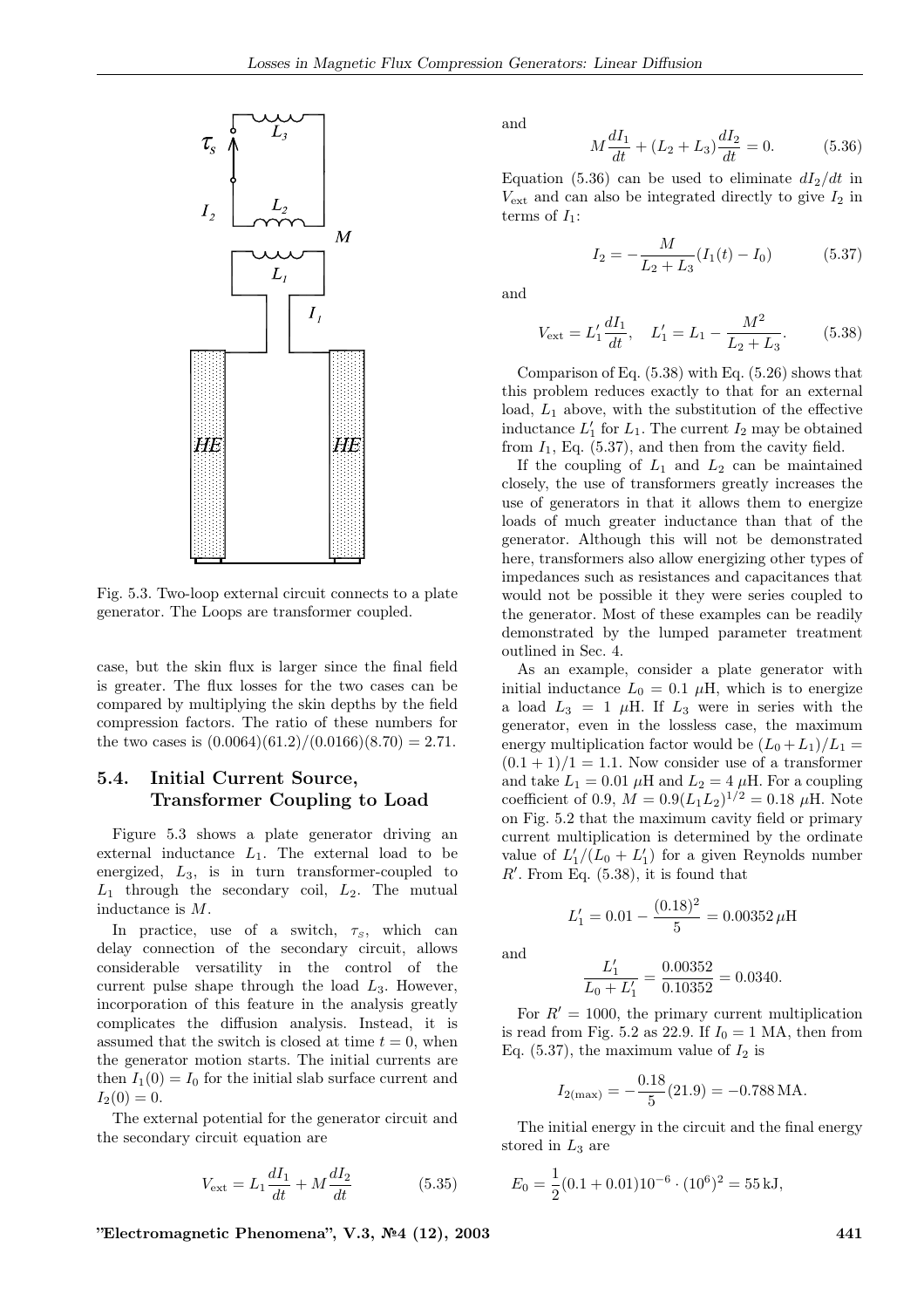Fig. 5.3. Two-loop external circuit connects to a plate generator. The Loops are transformer coupled.

case, but the skin flux is larger since the final field is greater. The flux losses for the two cases can be compared by multiplying the skin depths by the field compression factors. The ratio of these numbers for the two cases is $(0.0064)(61.2)/(0.0166)(8.70) = 2.71$.

## 5.4. Initial Current Source, Transformer Coupling to Load

Figure 5.3 shows a plate generator driving an external inductance $L_1$. The external load to be energized, $L_3$, is in turn transformer-coupled to $L_1$ through the secondary coil, $L_2$. The mutual inductance is $M$.

In practice, use of a switch, $\tau_s$, which can delay connection of the secondary circuit, allows considerable versatility in the control of the current pulse shape through the load $L_3$. However, incorporation of this feature in the analysis greatly complicates the diffusion analysis. Instead, it is assumed that the switch is closed at time $t = 0$, when the generator motion starts. The initial currents are then $I_1(0) = I_0$ for the initial slab surface current and $I_2(0) = 0$.

The external potential for the generator circuit and the secondary circuit equation are

$$V_{\text{ext}} = L_1 \frac{dI_1}{dt} + M \frac{dI_2}{dt} \tag{5.35}$$

and

$$M \frac{dI_1}{dt} + (L_2 + L_3) \frac{dI_2}{dt} = 0. \tag{5.36}$$

Equation (5.36) can be used to eliminate $dI_2/dt$ in $V_{\text{ext}}$ and can also be integrated directly to give $I_2$ in terms of $I_1$:

$$I_2 = -\frac{M}{L_2 + L_3}(I_1(t) - I_0) \tag{5.37}$$

and

$$V_{\text{ext}} = L_1' \frac{dI_1}{dt}, \quad L_1' = L_1 - \frac{M^2}{L_2 + L_3}. \tag{5.38}$$

Comparison of Eq. (5.38) with Eq. (5.26) shows that this problem reduces exactly to that for an external load, $L_1$ above, with the substitution of the effective inductance $L_1'$ for $L_1$. The current $I_2$ may be obtained from $I_1$, Eq. (5.37), and then from the cavity field.

If the coupling of $L_1$ and $L_2$ can be maintained closely, the use of transformers greatly increases the use of generators in that it allows them to energize loads of much greater inductance than that of the generator. Although this will not be demonstrated here, transformers also allow energizing other types of impedances such as resistances and capacitances that would not be possible it they were series coupled to the generator. Most of these examples can be readily demonstrated by the lumped parameter treatment outlined in Sec. 4.

As an example, consider a plate generator with initial inductance $L_0 = 0.1$ μH, which is to energize a load $L_3 = 1$ μH. If $L_3$ were in series with the generator, even in the lossless case, the maximum energy multiplication factor would be $(L_0 + L_1)/L_1 = (0.1 + 1)/1 = 1.1$. Now consider use of a transformer and take $L_1 = 0.01$ μH and $L_2 = 4$ μH. For a coupling coefficient of 0.9, $M = 0.9(L_1 L_2)^{1/2} = 0.18$ μH. Note on Fig. 5.2 that the maximum cavity field or primary current multiplication is determined by the ordinate value of $L_1'/(L_0 + L_1')$ for a given Reynolds number $R'$. From Eq. (5.38), it is found that

$$L_1' = 0.01 - \frac{(0.18)^2}{5} = 0.00352\,\mu\text{H}$$

and

$$\frac{L_1'}{L_0 + L_1'} = \frac{0.00352}{0.10352} = 0.0340.$$

For $R' = 1000$, the primary current multiplication is read from Fig. 5.2 as 22.9. If $I_0 = 1$ MA, then from Eq. (5.37), the maximum value of $I_2$ is

$$I_{2(\max)} = -\frac{0.18}{5}(21.9) = -0.788\,\text{MA}.$$

The initial energy in the circuit and the final energy stored in $L_3$ are

$$E_0 = \frac{1}{2}(0.1 + 0.01)10^{-6} \cdot (10^6)^2 = 55\,\text{kJ},$$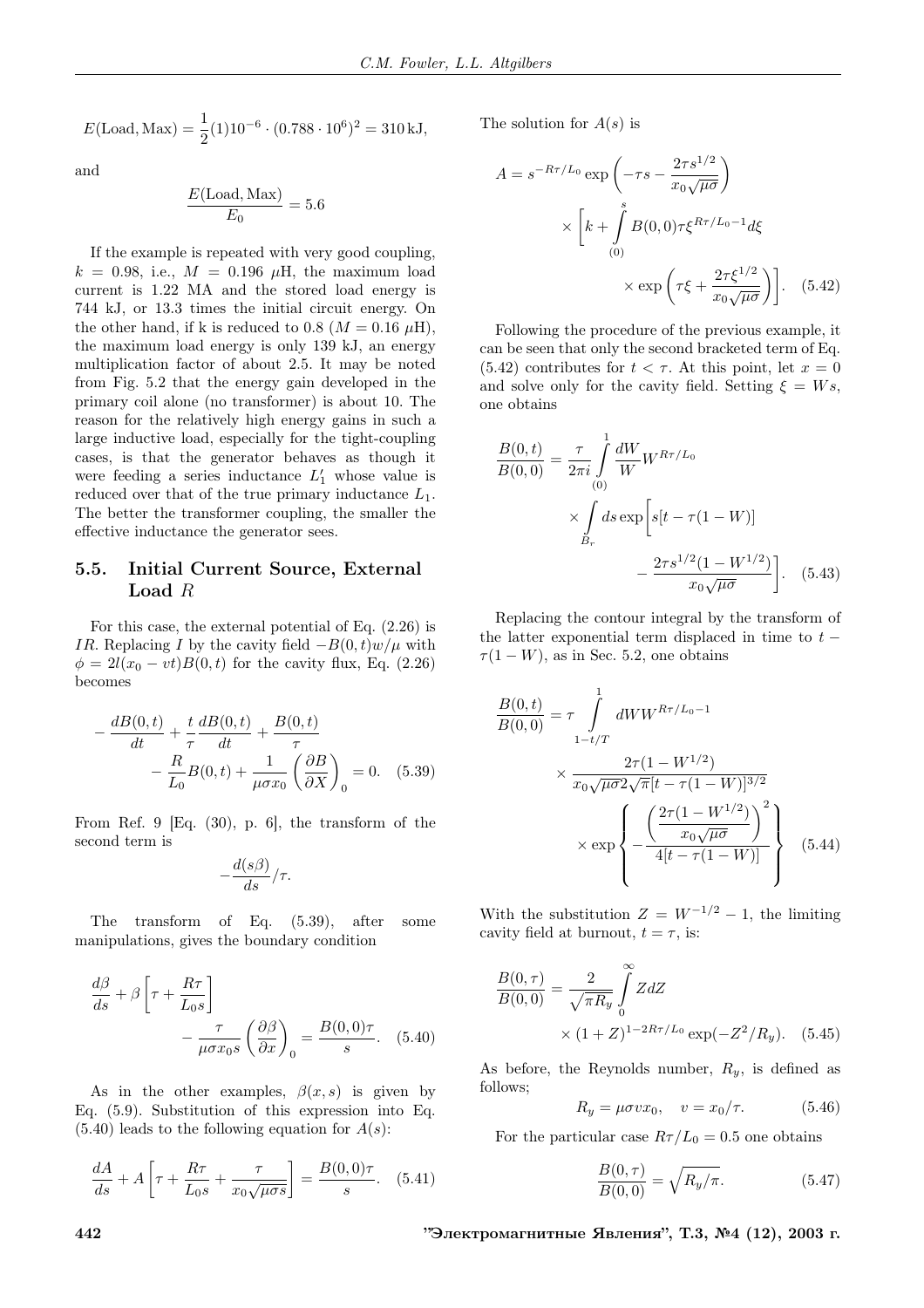$$E(\text{Load, Max}) = \frac{1}{2}(1)10^{-6} \cdot (0.788 \cdot 10^6)^2 = 310\,\text{kJ},$$

and

$$\frac{E(\text{Load, Max})}{E_0} = 5.6$$

If the example is repeated with very good coupling, $k = 0.98$, i.e., $M = 0.196$ $\mu$H, the maximum load current is 1.22 MA and the stored load energy is 744 kJ, or 13.3 times the initial circuit energy. On the other hand, if k is reduced to 0.8 ($M = 0.16$ $\mu$H), the maximum load energy is only 139 kJ, an energy multiplication factor of about 2.5. It may be noted from Fig. 5.2 that the energy gain developed in the primary coil alone (no transformer) is about 10. The reason for the relatively high energy gains in such a large inductive load, especially for the tight-coupling cases, is that the generator behaves as though it were feeding a series inductance $L'_1$ whose value is reduced over that of the true primary inductance $L_1$. The better the transformer coupling, the smaller the effective inductance the generator sees.

## 5.5. Initial Current Source, External Load $R$

For this case, the external potential of Eq. (2.26) is $IR$. Replacing $I$ by the cavity field $-B(0,t)w/\mu$ with $\phi = 2l(x_0 - vt)B(0,t)$ for the cavity flux, Eq. (2.26) becomes

$$-\frac{dB(0,t)}{dt} + \frac{t}{\tau}\frac{dB(0,t)}{dt} + \frac{B(0,t)}{\tau} - \frac{R}{L_0}B(0,t) + \frac{1}{\mu\sigma x_0}\left(\frac{\partial B}{\partial X}\right)_0 = 0. \quad (5.39)$$

From Ref. 9 [Eq. (30), p. 6], the transform of the second term is

$$-\frac{d(s\beta)}{ds}/\tau.$$

The transform of Eq. (5.39), after some manipulations, gives the boundary condition

$$\frac{d\beta}{ds} + \beta\left[\tau + \frac{R\tau}{L_0 s}\right] - \frac{\tau}{\mu\sigma x_0 s}\left(\frac{\partial\beta}{\partial x}\right)_0 = \frac{B(0,0)\tau}{s}. \quad (5.40)$$

As in the other examples, $\beta(x,s)$ is given by Eq. (5.9). Substitution of this expression into Eq. (5.40) leads to the following equation for $A(s)$:

$$\frac{dA}{ds} + A\left[\tau + \frac{R\tau}{L_0 s} + \frac{\tau}{x_0\sqrt{\mu\sigma s}}\right] = \frac{B(0,0)\tau}{s}. \quad (5.41)$$

The solution for $A(s)$ is

$$A = s^{-R\tau/L_0}\exp\left(-\tau s - \frac{2\tau s^{1/2}}{x_0\sqrt{\mu\sigma}}\right) \times \left[k + \int_{(0)}^{s} B(0,0)\tau\xi^{R\tau/L_0 - 1}d\xi \times \exp\left(\tau\xi + \frac{2\tau\xi^{1/2}}{x_0\sqrt{\mu\sigma}}\right)\right]. \quad (5.42)$$

Following the procedure of the previous example, it can be seen that only the second bracketed term of Eq. (5.42) contributes for $t < \tau$. At this point, let $x = 0$ and solve only for the cavity field. Setting $\xi = Ws$, one obtains

$$\frac{B(0,t)}{B(0,0)} = \frac{\tau}{2\pi i}\int_{(0)}^{1}\frac{dW}{W}W^{R\tau/L_0} \times \int_{B_r} ds\exp\left[s[t - \tau(1-W)] - \frac{2\tau s^{1/2}(1-W^{1/2})}{x_0\sqrt{\mu\sigma}}\right]. \quad (5.43)$$

Replacing the contour integral by the transform of the latter exponential term displaced in time to $t - \tau(1-W)$, as in Sec. 5.2, one obtains

$$\frac{B(0,t)}{B(0,0)} = \tau\int_{1-t/T}^{1} dW W^{R\tau/L_0 - 1} \times \frac{2\tau(1-W^{1/2})}{x_0\sqrt{\mu\sigma}2\sqrt{\pi}[t - \tau(1-W)]^{3/2}} \times \exp\left\{-\frac{\left(\frac{2\tau(1-W^{1/2})}{x_0\sqrt{\mu\sigma}}\right)^2}{4[t-\tau(1-W)]}\right\} \quad (5.44)$$

With the substitution $Z = W^{-1/2} - 1$, the limiting cavity field at burnout, $t = \tau$, is:

$$\frac{B(0,\tau)}{B(0,0)} = \frac{2}{\sqrt{\pi R_y}}\int_0^\infty ZdZ \times (1+Z)^{1-2R\tau/L_0}\exp(-Z^2/R_y). \quad (5.45)$$

As before, the Reynolds number, $R_y$, is defined as follows;

$$R_y = \mu\sigma v x_0, \quad v = x_0/\tau. \quad (5.46)$$

For the particular case $R\tau/L_0 = 0.5$ one obtains

$$\frac{B(0,\tau)}{B(0,0)} = \sqrt{R_y/\pi}. \quad (5.47)$$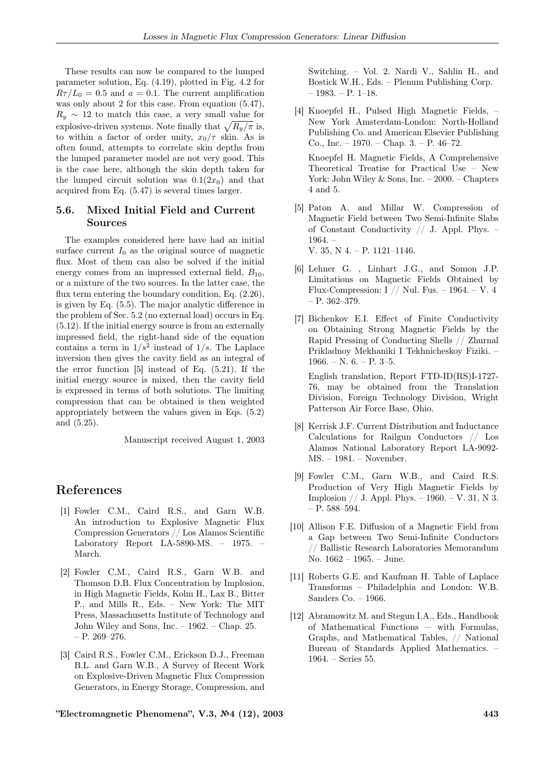These results can now be compared to the lumped parameter solution, Eq. (4.19), plotted in Fig. 4.2 for $R\tau/L_0 = 0.5$ and $a = 0.1$. The current amplification was only about 2 for this case. From equation (5.47), $R_y \sim 12$ to match this case, a very small value for explosive-driven systems. Note finally that $\sqrt{R_y/\pi}$ is, to within a factor of order unity, $x_0/\tau$ skin. As is often found, attempts to correlate skin depths from the lumped parameter model are not very good. This is the case here, although the skin depth taken for the lumped circuit solution was $0.1(2x_0)$ and that acquired from Eq. (5.47) is several times larger.

### 5.6. Mixed Initial Field and Current Sources

The examples considered here have had an initial surface current $I_0$ as the original source of magnetic flux. Most of them can also be solved if the initial energy comes from an impressed external field, $B_{10}$, or a mixture of the two sources. In the latter case, the flux term entering the boundary condition, Eq. (2.26), is given by Eq. (5.5). The major analytic difference in the problem of Sec. 5.2 (no external load) occurs in Eq. (5.12). If the initial energy source is from an externally impressed field, the right-hand side of the equation contains a term in $1/s^2$ instead of $1/s$. The Laplace inversion then gives the cavity field as an integral of the error function [5] instead of Eq. (5.21). If the initial energy source is mixed, then the cavity field is expressed in terms of both solutions. The limiting compression that can be obtained is then weighted appropriately between the values given in Eqs. (5.2) and (5.25).

Manuscript received August 1, 2003

## References

[1] Fowler C.M., Caird R.S., and Garn W.B. An introduction to Explosive Magnetic Flux Compression Generators // Los Alamos Scientific Laboratory Report LA-5890-MS. – 1975. – March.

[2] Fowler C.M., Caird R.S., Garn W.B. and Thomson D.B. Flux Concentration by Implosion, in High Magnetic Fields, Kolm H., Lax B., Bitter P., and Mills R., Eds. – New York: The MIT Press, Massachusetts Institute of Technology and John Wiley and Sons, Inc. – 1962. – Chap. 25. – P. 269–276.

[3] Caird R.S., Fowler C.M., Erickson D.J., Freeman B.L. and Garn W.B., A Survey of Recent Work on Explosive-Driven Magnetic Flux Compression Generators, in Energy Storage, Compression, and Switching. – Vol. 2. Nardi V., Sahlin H., and Bostick W.H., Eds. – Plenum Publishing Corp. – 1983. – P. 1–18.

[4] Knoepfel H., Pulsed High Magnetic Fields, – New York Amsterdam-London: North-Holland Publishing Co. and American Elsevier Publishing Co., Inc. – 1970. – Chap. 3. – P. 46–72.

Knoepfel H. Magnetic Fields, A Comprehensive Theoretical Treatise for Practical Use – New York: John Wiley & Sons, Inc. – 2000. – Chapters 4 and 5.

[5] Paton A. and Millar W. Compression of Magnetic Field between Two Semi-Infinite Slabs of Constant Conductivity // J. Appl. Phys. – 1964. – V. 35, N 4. – P. 1121–1146.

[6] Lehner G. , Linhart J.G., and Somon J.P. Limitations on Magnetic Fields Obtained by Flux-Compression: I // Nul. Fus. – 1964. – V. 4 – P. 362–379.

[7] Bichenkov E.I. Effect of Finite Conductivity on Obtaining Strong Magnetic Fields by the Rapid Pressing of Conducting Shells // Zhurnal Prikladnoy Mekhaniki I Tekhnicheskoy Fiziki. – 1966. – N. 6. – P. 3–5.

English translation, Report FTD-ID(RS)I-1727-76, may be obtained from the Translation Division, Foreign Technology Division, Wright Patterson Air Force Base, Ohio.

[8] Kerrisk J.F. Current Distribution and Inductance Calculations for Railgun Conductors // Los Alamos National Laboratory Report LA-9092-MS. – 1981. – November.

[9] Fowler C.M., Garn W.B., and Caird R.S. Production of Very High Magnetic Fields by Implosion // J. Appl. Phys. – 1960. – V. 31, N 3. – P. 588–594.

[10] Allison F.E. Diffusion of a Magnetic Field from a Gap between Two Semi-Infinite Conductors // Ballistic Research Laboratories Memorandum No. 1662 – 1965. – June.

[11] Roberts G.E. and Kaufman H. Table of Laplace Transforms – Philadelphia and London: W.B. Sanders Co. – 1966.

[12] Abramowitz M. and Stegun I.A., Eds., Handbook of Mathematical Functions — with Formulas, Graphs, and Mathematical Tables, // National Bureau of Standards Applied Mathematics. – 1964. – Series 55.